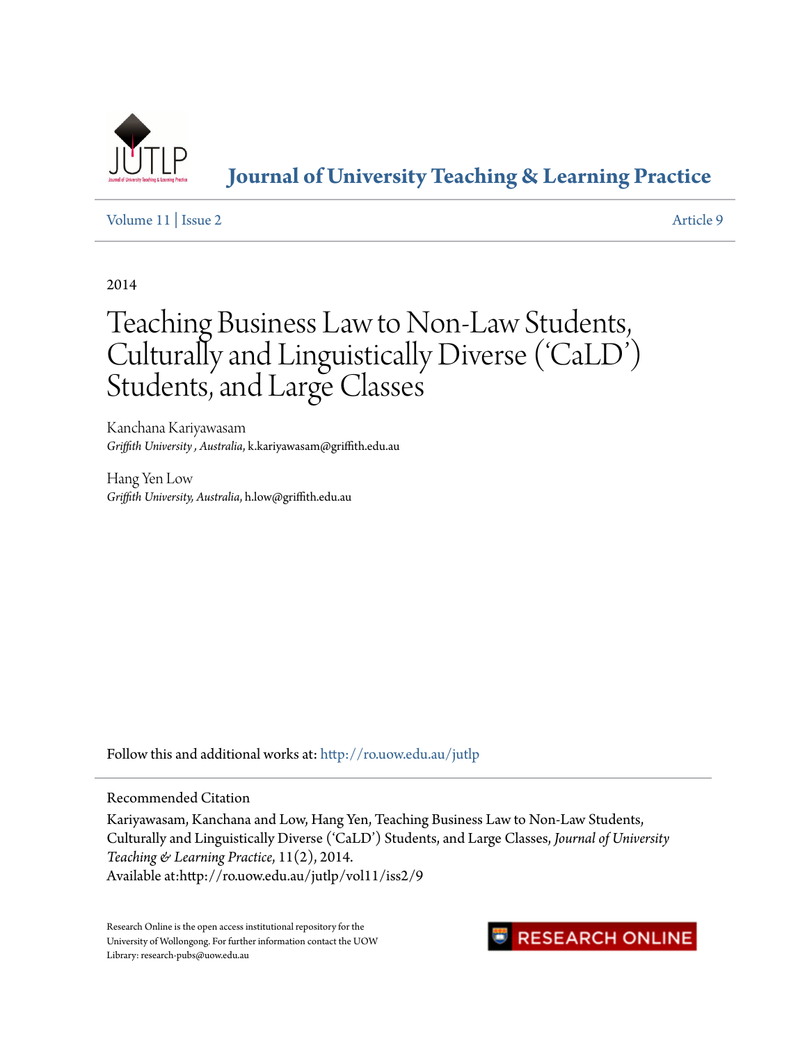# Journal of University Teaching & Learning Practice

Volume 11 | Issue 2 — Article 9

2014

# Teaching Business Law to Non-Law Students, Culturally and Linguistically Diverse ('CaLD') Students, and Large Classes

Kanchana Kariyawasam
*Griffith University , Australia*, k.kariyawasam@griffith.edu.au

Hang Yen Low
*Griffith University, Australia*, h.low@griffith.edu.au

Follow this and additional works at: http://ro.uow.edu.au/jutlp

Recommended Citation

Kariyawasam, Kanchana and Low, Hang Yen, Teaching Business Law to Non-Law Students, Culturally and Linguistically Diverse ('CaLD') Students, and Large Classes, *Journal of University Teaching & Learning Practice*, 11(2), 2014.
Available at:http://ro.uow.edu.au/jutlp/vol11/iss2/9

Research Online is the open access institutional repository for the University of Wollongong. For further information contact the UOW Library: research-pubs@uow.edu.au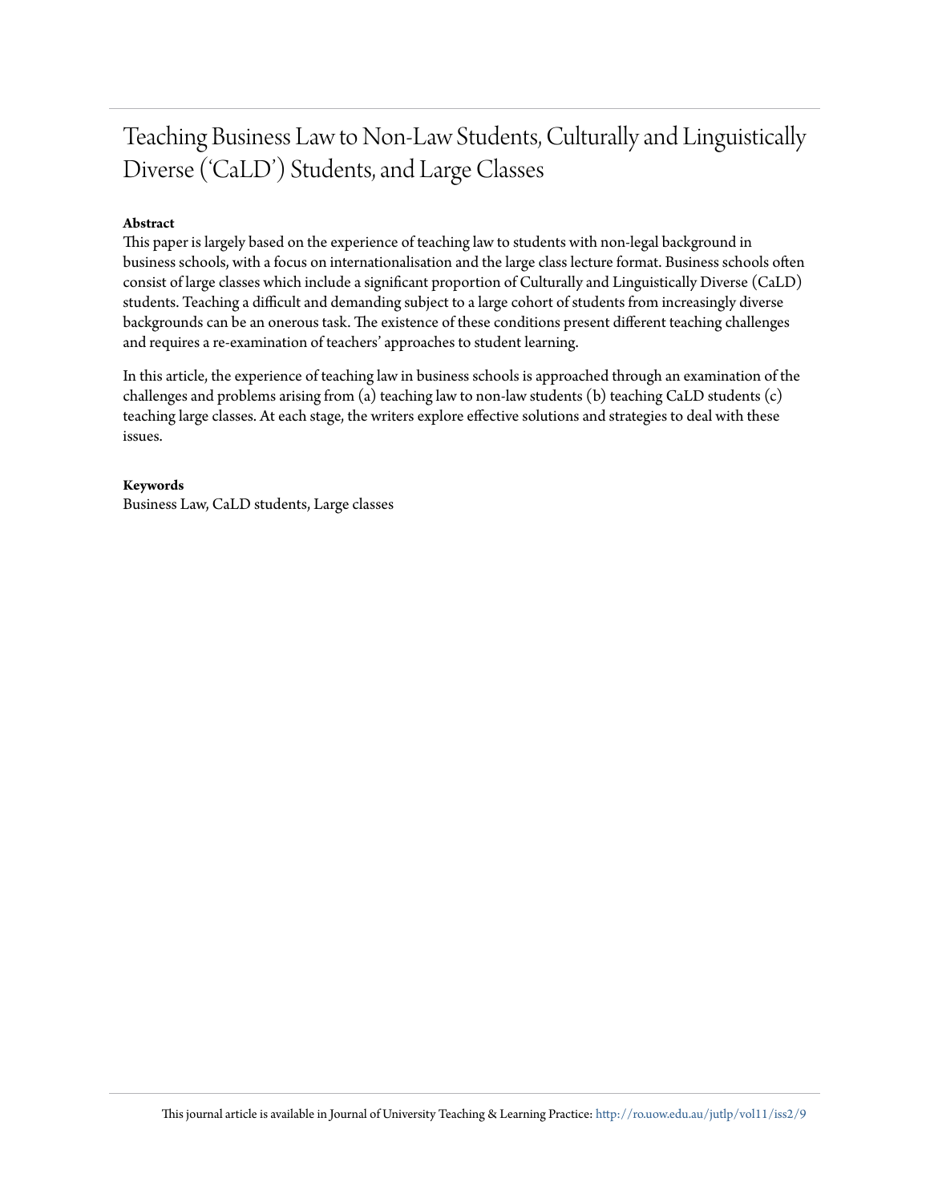# Teaching Business Law to Non-Law Students, Culturally and Linguistically Diverse ('CaLD') Students, and Large Classes

**Abstract**

This paper is largely based on the experience of teaching law to students with non-legal background in business schools, with a focus on internationalisation and the large class lecture format. Business schools often consist of large classes which include a significant proportion of Culturally and Linguistically Diverse (CaLD) students. Teaching a difficult and demanding subject to a large cohort of students from increasingly diverse backgrounds can be an onerous task. The existence of these conditions present different teaching challenges and requires a re-examination of teachers' approaches to student learning.

In this article, the experience of teaching law in business schools is approached through an examination of the challenges and problems arising from (a) teaching law to non-law students (b) teaching CaLD students (c) teaching large classes. At each stage, the writers explore effective solutions and strategies to deal with these issues.

**Keywords**

Business Law, CaLD students, Large classes

This journal article is available in Journal of University Teaching & Learning Practice: http://ro.uow.edu.au/jutlp/vol11/iss2/9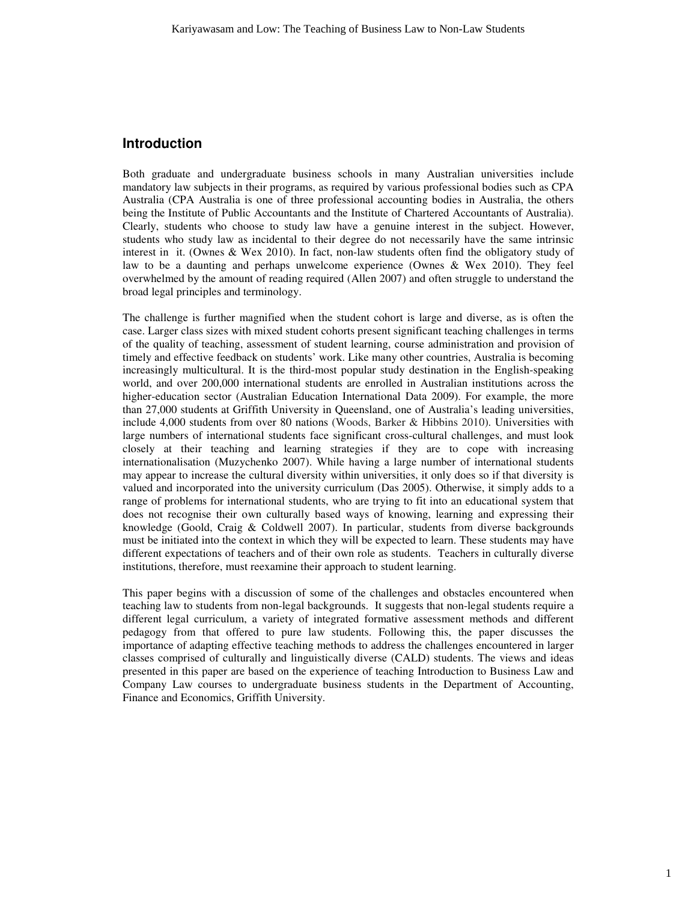## Introduction

Both graduate and undergraduate business schools in many Australian universities include mandatory law subjects in their programs, as required by various professional bodies such as CPA Australia (CPA Australia is one of three professional accounting bodies in Australia, the others being the Institute of Public Accountants and the Institute of Chartered Accountants of Australia). Clearly, students who choose to study law have a genuine interest in the subject. However, students who study law as incidental to their degree do not necessarily have the same intrinsic interest in it. (Ownes & Wex 2010). In fact, non-law students often find the obligatory study of law to be a daunting and perhaps unwelcome experience (Ownes & Wex 2010). They feel overwhelmed by the amount of reading required (Allen 2007) and often struggle to understand the broad legal principles and terminology.

The challenge is further magnified when the student cohort is large and diverse, as is often the case. Larger class sizes with mixed student cohorts present significant teaching challenges in terms of the quality of teaching, assessment of student learning, course administration and provision of timely and effective feedback on students' work. Like many other countries, Australia is becoming increasingly multicultural. It is the third-most popular study destination in the English-speaking world, and over 200,000 international students are enrolled in Australian institutions across the higher-education sector (Australian Education International Data 2009). For example, the more than 27,000 students at Griffith University in Queensland, one of Australia's leading universities, include 4,000 students from over 80 nations (Woods, Barker & Hibbins 2010). Universities with large numbers of international students face significant cross-cultural challenges, and must look closely at their teaching and learning strategies if they are to cope with increasing internationalisation (Muzychenko 2007). While having a large number of international students may appear to increase the cultural diversity within universities, it only does so if that diversity is valued and incorporated into the university curriculum (Das 2005). Otherwise, it simply adds to a range of problems for international students, who are trying to fit into an educational system that does not recognise their own culturally based ways of knowing, learning and expressing their knowledge (Goold, Craig & Coldwell 2007). In particular, students from diverse backgrounds must be initiated into the context in which they will be expected to learn. These students may have different expectations of teachers and of their own role as students. Teachers in culturally diverse institutions, therefore, must reexamine their approach to student learning.

This paper begins with a discussion of some of the challenges and obstacles encountered when teaching law to students from non-legal backgrounds. It suggests that non-legal students require a different legal curriculum, a variety of integrated formative assessment methods and different pedagogy from that offered to pure law students. Following this, the paper discusses the importance of adapting effective teaching methods to address the challenges encountered in larger classes comprised of culturally and linguistically diverse (CALD) students. The views and ideas presented in this paper are based on the experience of teaching Introduction to Business Law and Company Law courses to undergraduate business students in the Department of Accounting, Finance and Economics, Griffith University.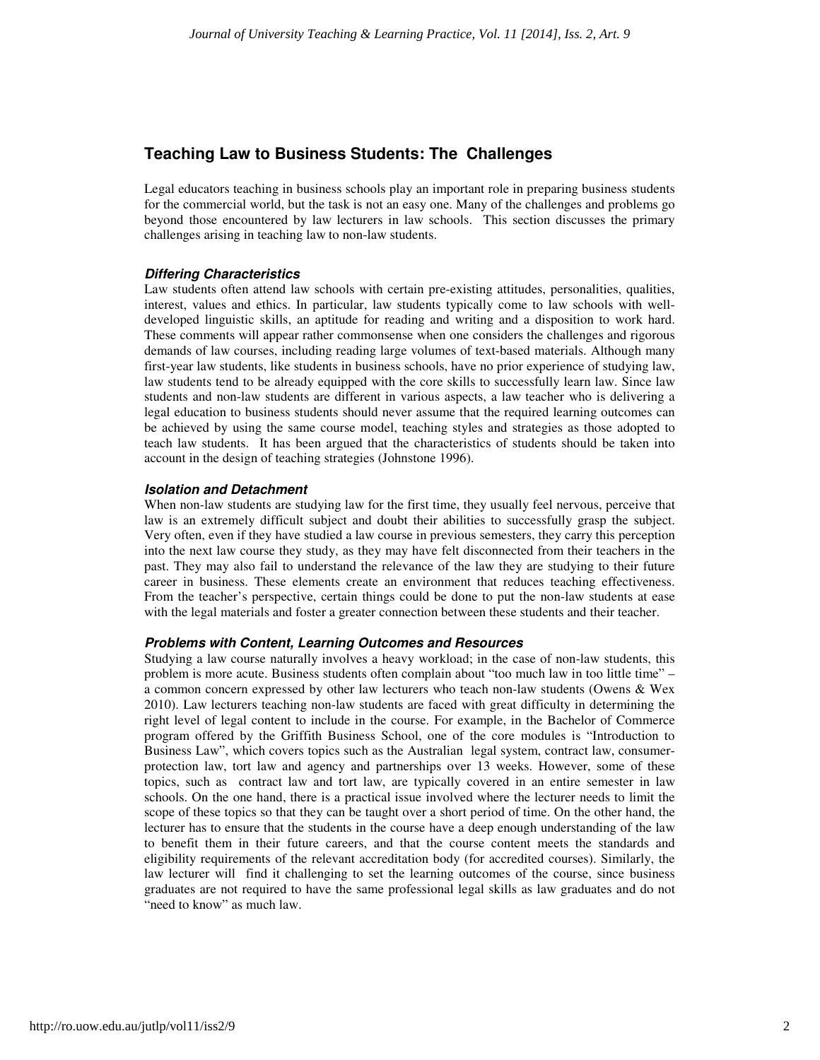## Teaching Law to Business Students: The Challenges

Legal educators teaching in business schools play an important role in preparing business students for the commercial world, but the task is not an easy one. Many of the challenges and problems go beyond those encountered by law lecturers in law schools. This section discusses the primary challenges arising in teaching law to non-law students.

### *Differing Characteristics*

Law students often attend law schools with certain pre-existing attitudes, personalities, qualities, interest, values and ethics. In particular, law students typically come to law schools with well-developed linguistic skills, an aptitude for reading and writing and a disposition to work hard. These comments will appear rather commonsense when one considers the challenges and rigorous demands of law courses, including reading large volumes of text-based materials. Although many first-year law students, like students in business schools, have no prior experience of studying law, law students tend to be already equipped with the core skills to successfully learn law. Since law students and non-law students are different in various aspects, a law teacher who is delivering a legal education to business students should never assume that the required learning outcomes can be achieved by using the same course model, teaching styles and strategies as those adopted to teach law students. It has been argued that the characteristics of students should be taken into account in the design of teaching strategies (Johnstone 1996).

### *Isolation and Detachment*

When non-law students are studying law for the first time, they usually feel nervous, perceive that law is an extremely difficult subject and doubt their abilities to successfully grasp the subject. Very often, even if they have studied a law course in previous semesters, they carry this perception into the next law course they study, as they may have felt disconnected from their teachers in the past. They may also fail to understand the relevance of the law they are studying to their future career in business. These elements create an environment that reduces teaching effectiveness. From the teacher's perspective, certain things could be done to put the non-law students at ease with the legal materials and foster a greater connection between these students and their teacher.

### *Problems with Content, Learning Outcomes and Resources*

Studying a law course naturally involves a heavy workload; in the case of non-law students, this problem is more acute. Business students often complain about "too much law in too little time" – a common concern expressed by other law lecturers who teach non-law students (Owens & Wex 2010). Law lecturers teaching non-law students are faced with great difficulty in determining the right level of legal content to include in the course. For example, in the Bachelor of Commerce program offered by the Griffith Business School, one of the core modules is "Introduction to Business Law", which covers topics such as the Australian legal system, contract law, consumer-protection law, tort law and agency and partnerships over 13 weeks. However, some of these topics, such as contract law and tort law, are typically covered in an entire semester in law schools. On the one hand, there is a practical issue involved where the lecturer needs to limit the scope of these topics so that they can be taught over a short period of time. On the other hand, the lecturer has to ensure that the students in the course have a deep enough understanding of the law to benefit them in their future careers, and that the course content meets the standards and eligibility requirements of the relevant accreditation body (for accredited courses). Similarly, the law lecturer will find it challenging to set the learning outcomes of the course, since business graduates are not required to have the same professional legal skills as law graduates and do not "need to know" as much law.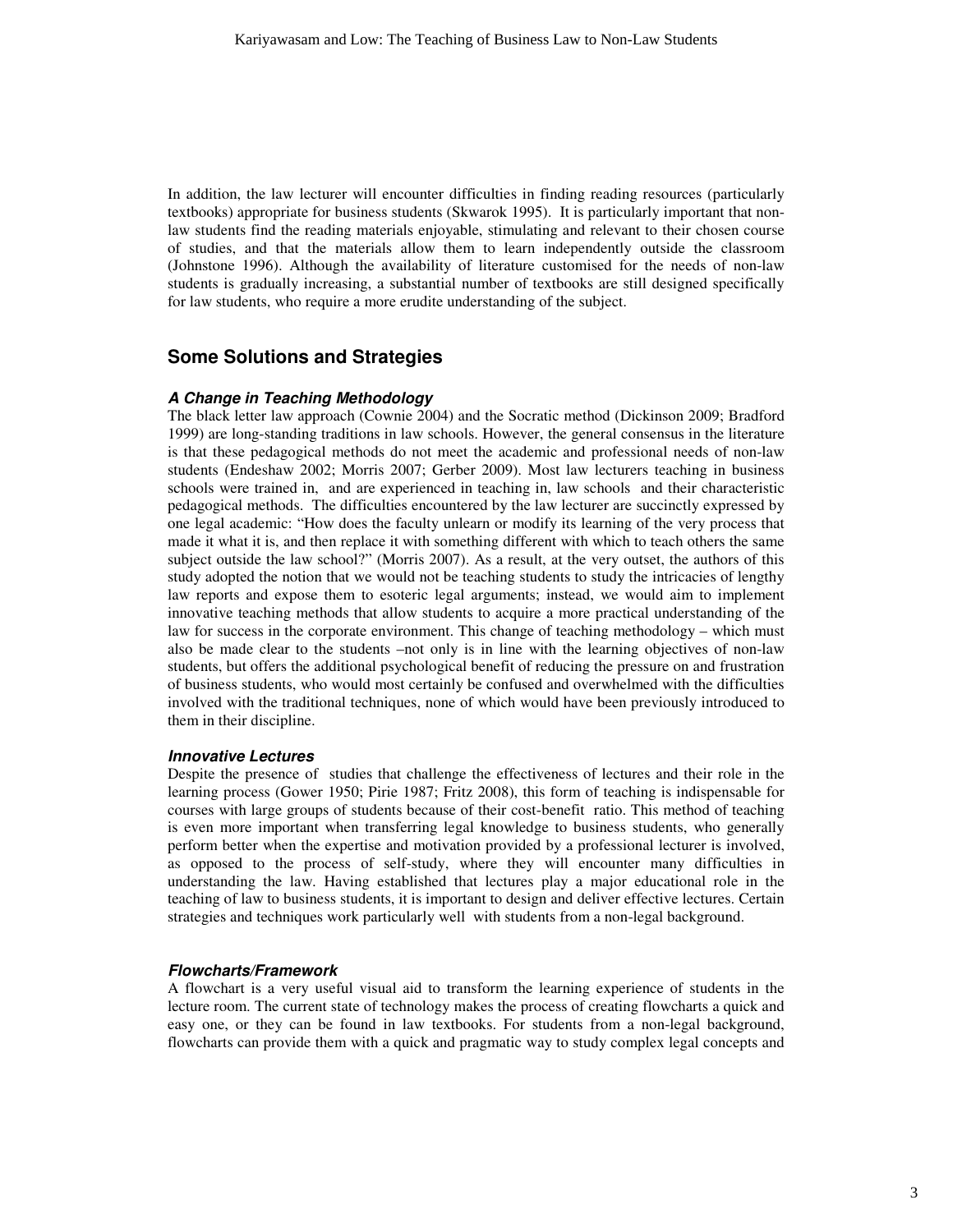In addition, the law lecturer will encounter difficulties in finding reading resources (particularly textbooks) appropriate for business students (Skwarok 1995). It is particularly important that non-law students find the reading materials enjoyable, stimulating and relevant to their chosen course of studies, and that the materials allow them to learn independently outside the classroom (Johnstone 1996). Although the availability of literature customised for the needs of non-law students is gradually increasing, a substantial number of textbooks are still designed specifically for law students, who require a more erudite understanding of the subject.

## Some Solutions and Strategies

### *A Change in Teaching Methodology*

The black letter law approach (Cownie 2004) and the Socratic method (Dickinson 2009; Bradford 1999) are long-standing traditions in law schools. However, the general consensus in the literature is that these pedagogical methods do not meet the academic and professional needs of non-law students (Endeshaw 2002; Morris 2007; Gerber 2009). Most law lecturers teaching in business schools were trained in, and are experienced in teaching in, law schools and their characteristic pedagogical methods. The difficulties encountered by the law lecturer are succinctly expressed by one legal academic: "How does the faculty unlearn or modify its learning of the very process that made it what it is, and then replace it with something different with which to teach others the same subject outside the law school?" (Morris 2007). As a result, at the very outset, the authors of this study adopted the notion that we would not be teaching students to study the intricacies of lengthy law reports and expose them to esoteric legal arguments; instead, we would aim to implement innovative teaching methods that allow students to acquire a more practical understanding of the law for success in the corporate environment. This change of teaching methodology – which must also be made clear to the students –not only is in line with the learning objectives of non-law students, but offers the additional psychological benefit of reducing the pressure on and frustration of business students, who would most certainly be confused and overwhelmed with the difficulties involved with the traditional techniques, none of which would have been previously introduced to them in their discipline.

### *Innovative Lectures*

Despite the presence of studies that challenge the effectiveness of lectures and their role in the learning process (Gower 1950; Pirie 1987; Fritz 2008), this form of teaching is indispensable for courses with large groups of students because of their cost-benefit ratio. This method of teaching is even more important when transferring legal knowledge to business students, who generally perform better when the expertise and motivation provided by a professional lecturer is involved, as opposed to the process of self-study, where they will encounter many difficulties in understanding the law. Having established that lectures play a major educational role in the teaching of law to business students, it is important to design and deliver effective lectures. Certain strategies and techniques work particularly well with students from a non-legal background.

### *Flowcharts/Framework*

A flowchart is a very useful visual aid to transform the learning experience of students in the lecture room. The current state of technology makes the process of creating flowcharts a quick and easy one, or they can be found in law textbooks. For students from a non-legal background, flowcharts can provide them with a quick and pragmatic way to study complex legal concepts and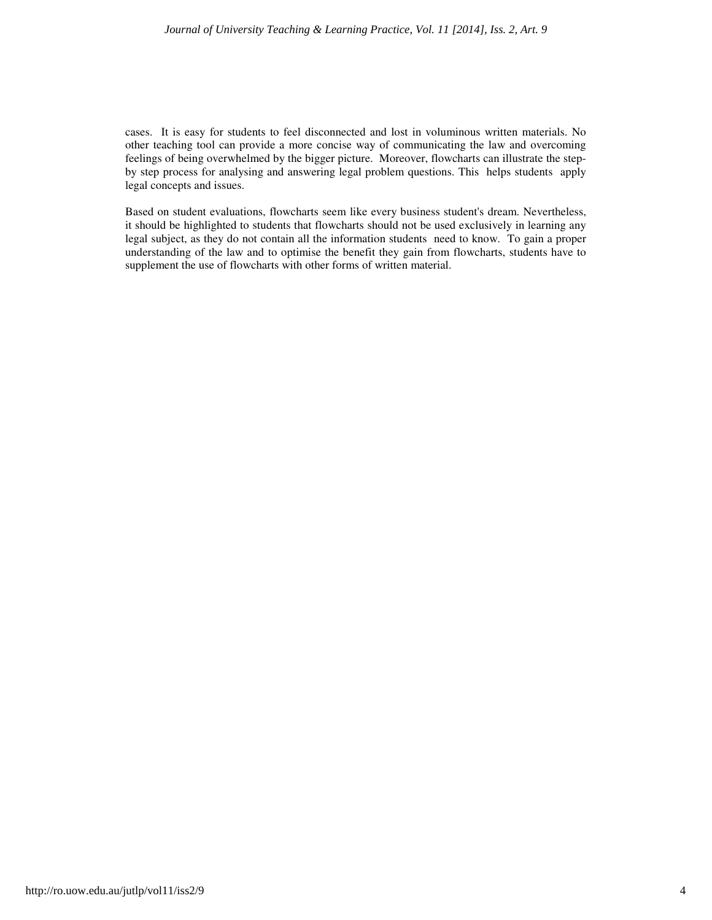cases. It is easy for students to feel disconnected and lost in voluminous written materials. No other teaching tool can provide a more concise way of communicating the law and overcoming feelings of being overwhelmed by the bigger picture. Moreover, flowcharts can illustrate the step-by step process for analysing and answering legal problem questions. This helps students apply legal concepts and issues.

Based on student evaluations, flowcharts seem like every business student's dream. Nevertheless, it should be highlighted to students that flowcharts should not be used exclusively in learning any legal subject, as they do not contain all the information students need to know. To gain a proper understanding of the law and to optimise the benefit they gain from flowcharts, students have to supplement the use of flowcharts with other forms of written material.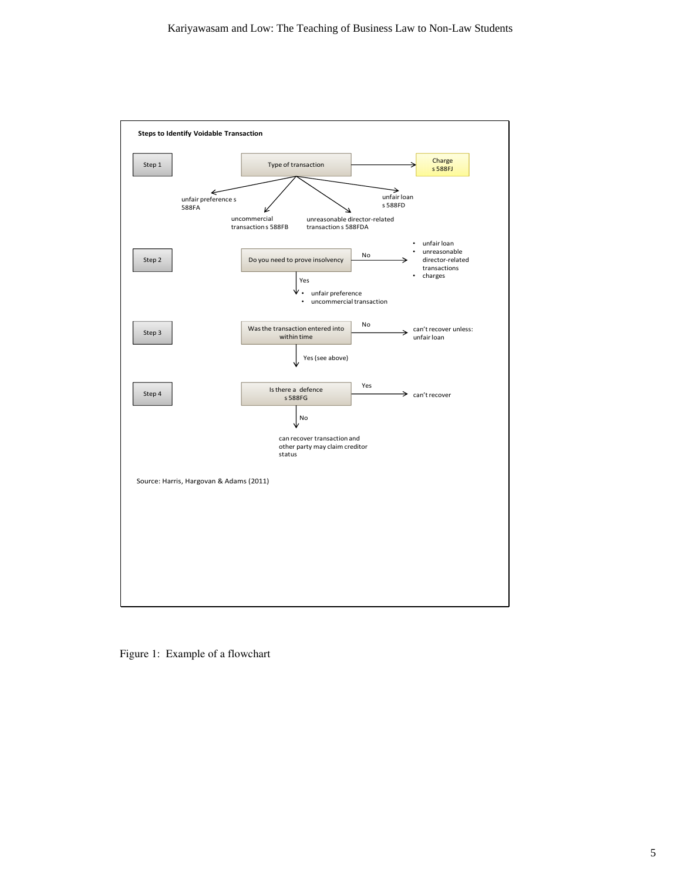**Steps to Identify Voidable Transaction**

Step 1 — Type of transaction → Charge s 588FJ

- unfair preference s 588FA
- uncommercial transaction s 588FB
- unreasonable director-related transaction s 588FDA
- unfair loan s 588FD

Step 2 — Do you need to prove insolvency

- No →
  - unfair loan
  - unreasonable director-related transactions
  - charges
- Yes →
  - unfair preference
  - uncommercial transaction

Step 3 — Was the transaction entered into within time

- No → can't recover unless: unfair loan
- Yes (see above)

Step 4 — Is there a defence s 588FG

- Yes → can't recover
- No → can recover transaction and other party may claim creditor status

Source: Harris, Hargovan & Adams (2011)

Figure 1: Example of a flowchart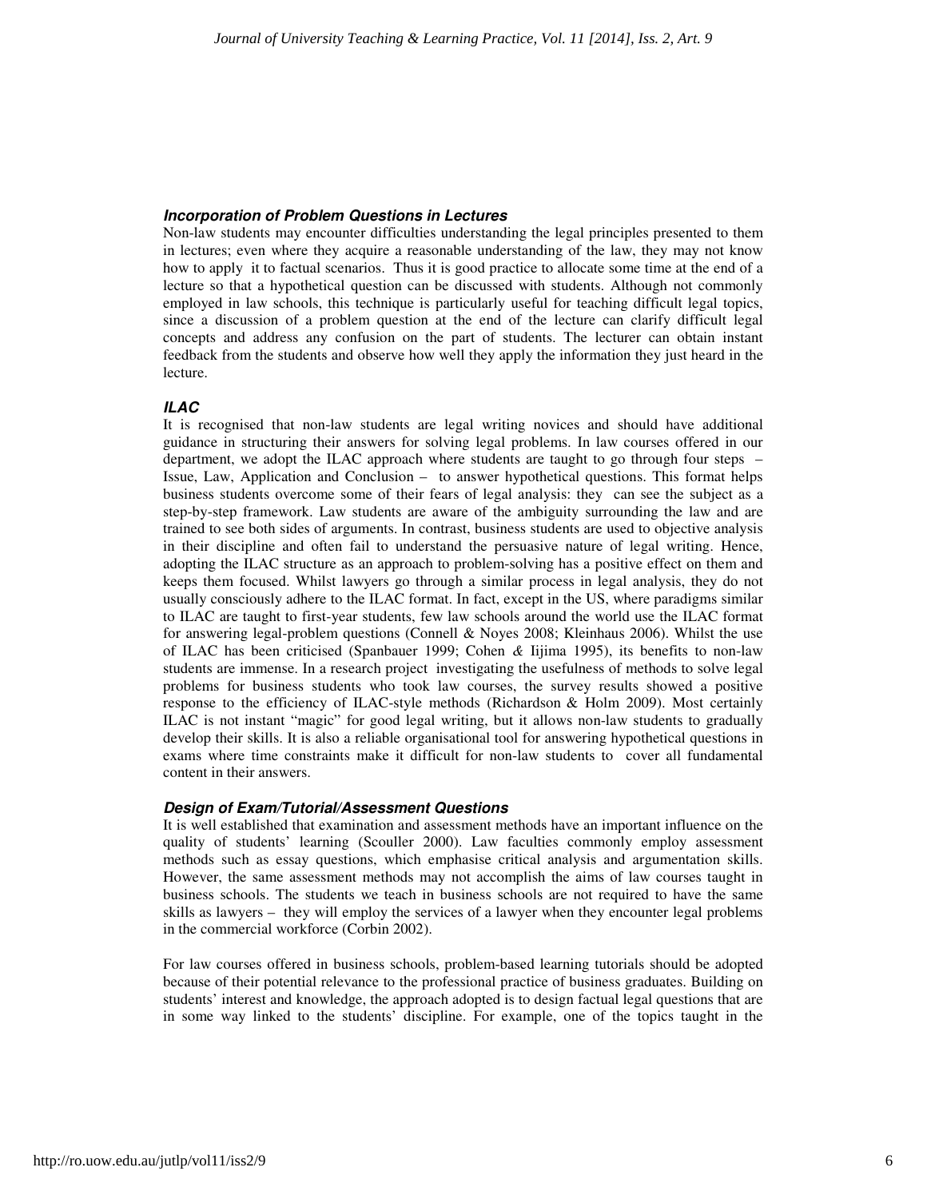### *Incorporation of Problem Questions in Lectures*

Non-law students may encounter difficulties understanding the legal principles presented to them in lectures; even where they acquire a reasonable understanding of the law, they may not know how to apply it to factual scenarios. Thus it is good practice to allocate some time at the end of a lecture so that a hypothetical question can be discussed with students. Although not commonly employed in law schools, this technique is particularly useful for teaching difficult legal topics, since a discussion of a problem question at the end of the lecture can clarify difficult legal concepts and address any confusion on the part of students. The lecturer can obtain instant feedback from the students and observe how well they apply the information they just heard in the lecture.

### *ILAC*

It is recognised that non-law students are legal writing novices and should have additional guidance in structuring their answers for solving legal problems. In law courses offered in our department, we adopt the ILAC approach where students are taught to go through four steps – Issue, Law, Application and Conclusion – to answer hypothetical questions. This format helps business students overcome some of their fears of legal analysis: they can see the subject as a step-by-step framework. Law students are aware of the ambiguity surrounding the law and are trained to see both sides of arguments. In contrast, business students are used to objective analysis in their discipline and often fail to understand the persuasive nature of legal writing. Hence, adopting the ILAC structure as an approach to problem-solving has a positive effect on them and keeps them focused. Whilst lawyers go through a similar process in legal analysis, they do not usually consciously adhere to the ILAC format. In fact, except in the US, where paradigms similar to ILAC are taught to first-year students, few law schools around the world use the ILAC format for answering legal-problem questions (Connell & Noyes 2008; Kleinhaus 2006). Whilst the use of ILAC has been criticised (Spanbauer 1999; Cohen *&* Iijima 1995), its benefits to non-law students are immense. In a research project investigating the usefulness of methods to solve legal problems for business students who took law courses, the survey results showed a positive response to the efficiency of ILAC-style methods (Richardson & Holm 2009). Most certainly ILAC is not instant "magic" for good legal writing, but it allows non-law students to gradually develop their skills. It is also a reliable organisational tool for answering hypothetical questions in exams where time constraints make it difficult for non-law students to cover all fundamental content in their answers.

### *Design of Exam/Tutorial/Assessment Questions*

It is well established that examination and assessment methods have an important influence on the quality of students' learning (Scouller 2000). Law faculties commonly employ assessment methods such as essay questions, which emphasise critical analysis and argumentation skills. However, the same assessment methods may not accomplish the aims of law courses taught in business schools. The students we teach in business schools are not required to have the same skills as lawyers – they will employ the services of a lawyer when they encounter legal problems in the commercial workforce (Corbin 2002).

For law courses offered in business schools, problem-based learning tutorials should be adopted because of their potential relevance to the professional practice of business graduates. Building on students' interest and knowledge, the approach adopted is to design factual legal questions that are in some way linked to the students' discipline. For example, one of the topics taught in the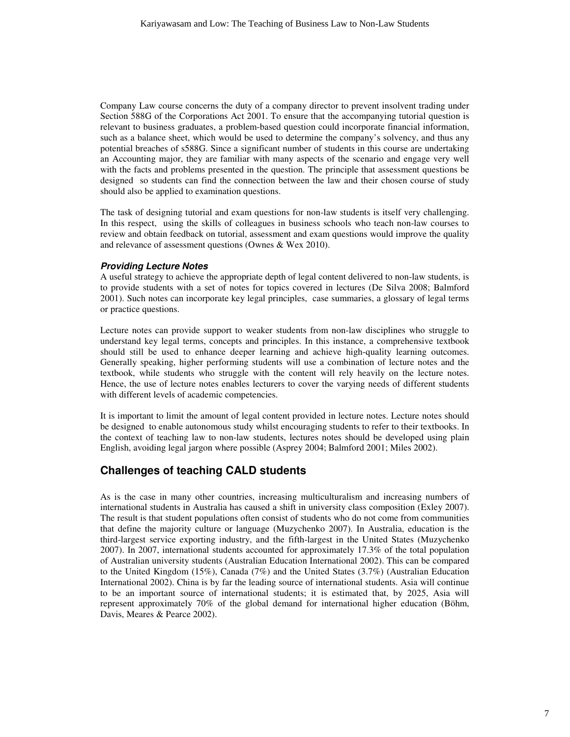Company Law course concerns the duty of a company director to prevent insolvent trading under Section 588G of the Corporations Act 2001. To ensure that the accompanying tutorial question is relevant to business graduates, a problem-based question could incorporate financial information, such as a balance sheet, which would be used to determine the company's solvency, and thus any potential breaches of s588G. Since a significant number of students in this course are undertaking an Accounting major, they are familiar with many aspects of the scenario and engage very well with the facts and problems presented in the question. The principle that assessment questions be designed so students can find the connection between the law and their chosen course of study should also be applied to examination questions.

The task of designing tutorial and exam questions for non-law students is itself very challenging. In this respect, using the skills of colleagues in business schools who teach non-law courses to review and obtain feedback on tutorial, assessment and exam questions would improve the quality and relevance of assessment questions (Ownes & Wex 2010).

#### *Providing Lecture Notes*

A useful strategy to achieve the appropriate depth of legal content delivered to non-law students, is to provide students with a set of notes for topics covered in lectures (De Silva 2008; Balmford 2001). Such notes can incorporate key legal principles, case summaries, a glossary of legal terms or practice questions.

Lecture notes can provide support to weaker students from non-law disciplines who struggle to understand key legal terms, concepts and principles. In this instance, a comprehensive textbook should still be used to enhance deeper learning and achieve high-quality learning outcomes. Generally speaking, higher performing students will use a combination of lecture notes and the textbook, while students who struggle with the content will rely heavily on the lecture notes. Hence, the use of lecture notes enables lecturers to cover the varying needs of different students with different levels of academic competencies.

It is important to limit the amount of legal content provided in lecture notes. Lecture notes should be designed to enable autonomous study whilst encouraging students to refer to their textbooks. In the context of teaching law to non-law students, lectures notes should be developed using plain English, avoiding legal jargon where possible (Asprey 2004; Balmford 2001; Miles 2002).

## Challenges of teaching CALD students

As is the case in many other countries, increasing multiculturalism and increasing numbers of international students in Australia has caused a shift in university class composition (Exley 2007). The result is that student populations often consist of students who do not come from communities that define the majority culture or language (Muzychenko 2007). In Australia, education is the third-largest service exporting industry, and the fifth-largest in the United States (Muzychenko 2007). In 2007, international students accounted for approximately 17.3% of the total population of Australian university students (Australian Education International 2002). This can be compared to the United Kingdom (15%), Canada (7%) and the United States (3.7%) (Australian Education International 2002). China is by far the leading source of international students. Asia will continue to be an important source of international students; it is estimated that, by 2025, Asia will represent approximately 70% of the global demand for international higher education (Böhm, Davis, Meares & Pearce 2002).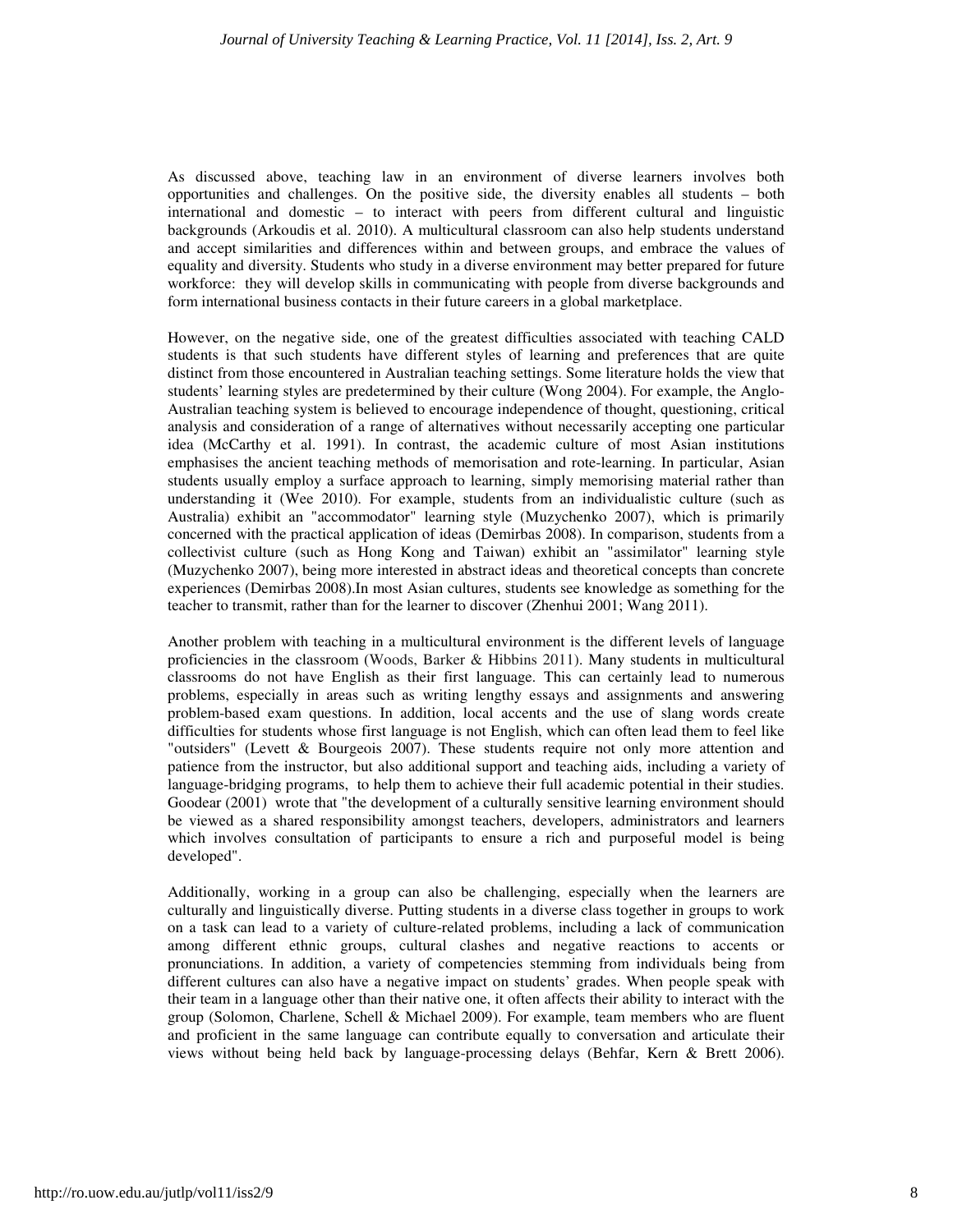As discussed above, teaching law in an environment of diverse learners involves both opportunities and challenges. On the positive side, the diversity enables all students – both international and domestic – to interact with peers from different cultural and linguistic backgrounds (Arkoudis et al. 2010). A multicultural classroom can also help students understand and accept similarities and differences within and between groups, and embrace the values of equality and diversity. Students who study in a diverse environment may better prepared for future workforce: they will develop skills in communicating with people from diverse backgrounds and form international business contacts in their future careers in a global marketplace.

However, on the negative side, one of the greatest difficulties associated with teaching CALD students is that such students have different styles of learning and preferences that are quite distinct from those encountered in Australian teaching settings. Some literature holds the view that students' learning styles are predetermined by their culture (Wong 2004). For example, the Anglo-Australian teaching system is believed to encourage independence of thought, questioning, critical analysis and consideration of a range of alternatives without necessarily accepting one particular idea (McCarthy et al. 1991). In contrast, the academic culture of most Asian institutions emphasises the ancient teaching methods of memorisation and rote-learning. In particular, Asian students usually employ a surface approach to learning, simply memorising material rather than understanding it (Wee 2010). For example, students from an individualistic culture (such as Australia) exhibit an "accommodator" learning style (Muzychenko 2007), which is primarily concerned with the practical application of ideas (Demirbas 2008). In comparison, students from a collectivist culture (such as Hong Kong and Taiwan) exhibit an "assimilator" learning style (Muzychenko 2007), being more interested in abstract ideas and theoretical concepts than concrete experiences (Demirbas 2008).In most Asian cultures, students see knowledge as something for the teacher to transmit, rather than for the learner to discover (Zhenhui 2001; Wang 2011).

Another problem with teaching in a multicultural environment is the different levels of language proficiencies in the classroom (Woods, Barker & Hibbins 2011). Many students in multicultural classrooms do not have English as their first language. This can certainly lead to numerous problems, especially in areas such as writing lengthy essays and assignments and answering problem-based exam questions. In addition, local accents and the use of slang words create difficulties for students whose first language is not English, which can often lead them to feel like "outsiders" (Levett & Bourgeois 2007). These students require not only more attention and patience from the instructor, but also additional support and teaching aids, including a variety of language-bridging programs, to help them to achieve their full academic potential in their studies. Goodear (2001) wrote that "the development of a culturally sensitive learning environment should be viewed as a shared responsibility amongst teachers, developers, administrators and learners which involves consultation of participants to ensure a rich and purposeful model is being developed".

Additionally, working in a group can also be challenging, especially when the learners are culturally and linguistically diverse. Putting students in a diverse class together in groups to work on a task can lead to a variety of culture-related problems, including a lack of communication among different ethnic groups, cultural clashes and negative reactions to accents or pronunciations. In addition, a variety of competencies stemming from individuals being from different cultures can also have a negative impact on students' grades. When people speak with their team in a language other than their native one, it often affects their ability to interact with the group (Solomon, Charlene, Schell & Michael 2009). For example, team members who are fluent and proficient in the same language can contribute equally to conversation and articulate their views without being held back by language-processing delays (Behfar, Kern & Brett 2006).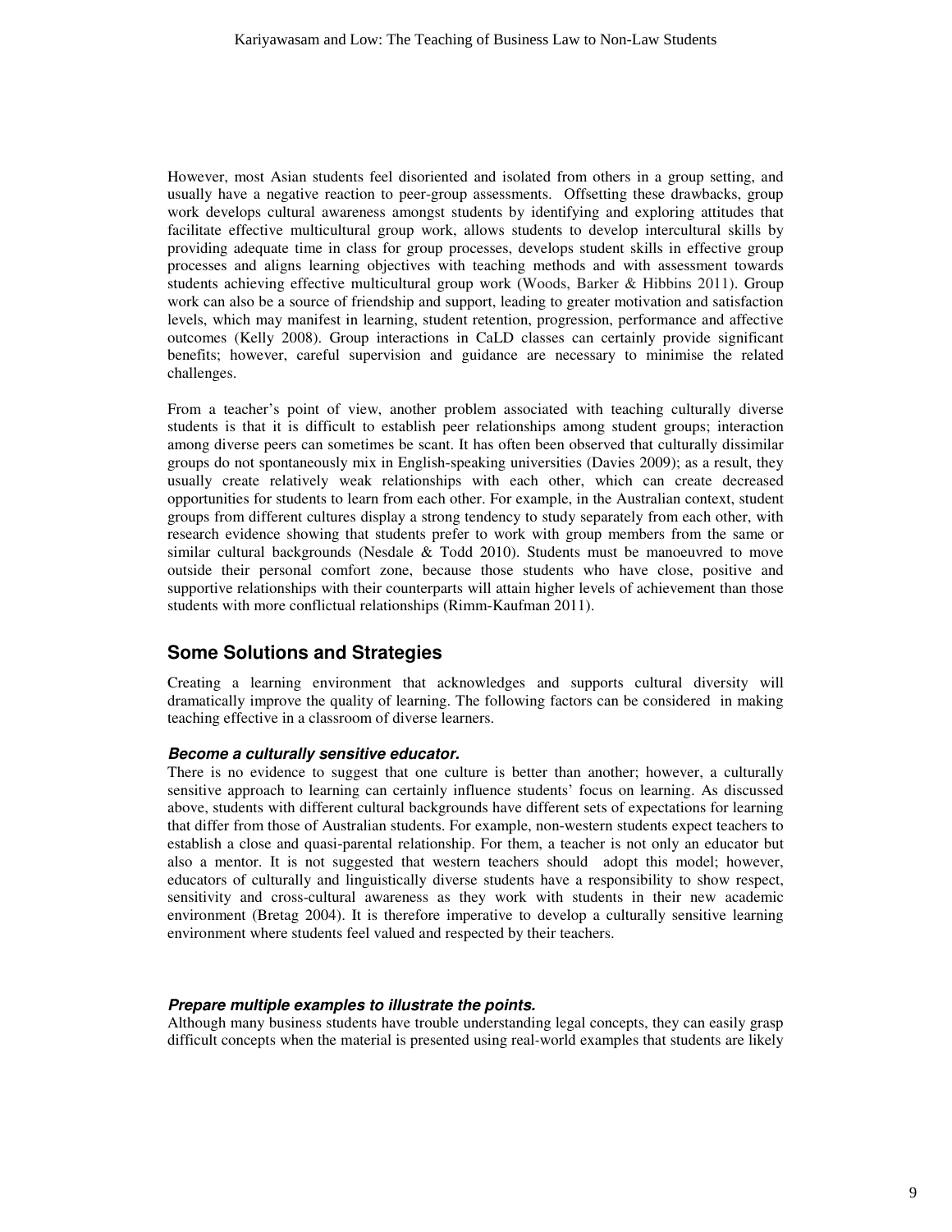However, most Asian students feel disoriented and isolated from others in a group setting, and usually have a negative reaction to peer-group assessments. Offsetting these drawbacks, group work develops cultural awareness amongst students by identifying and exploring attitudes that facilitate effective multicultural group work, allows students to develop intercultural skills by providing adequate time in class for group processes, develops student skills in effective group processes and aligns learning objectives with teaching methods and with assessment towards students achieving effective multicultural group work (Woods, Barker & Hibbins 2011). Group work can also be a source of friendship and support, leading to greater motivation and satisfaction levels, which may manifest in learning, student retention, progression, performance and affective outcomes (Kelly 2008). Group interactions in CaLD classes can certainly provide significant benefits; however, careful supervision and guidance are necessary to minimise the related challenges.

From a teacher's point of view, another problem associated with teaching culturally diverse students is that it is difficult to establish peer relationships among student groups; interaction among diverse peers can sometimes be scant. It has often been observed that culturally dissimilar groups do not spontaneously mix in English-speaking universities (Davies 2009); as a result, they usually create relatively weak relationships with each other, which can create decreased opportunities for students to learn from each other. For example, in the Australian context, student groups from different cultures display a strong tendency to study separately from each other, with research evidence showing that students prefer to work with group members from the same or similar cultural backgrounds (Nesdale & Todd 2010). Students must be manoeuvred to move outside their personal comfort zone, because those students who have close, positive and supportive relationships with their counterparts will attain higher levels of achievement than those students with more conflictual relationships (Rimm-Kaufman 2011).

## Some Solutions and Strategies

Creating a learning environment that acknowledges and supports cultural diversity will dramatically improve the quality of learning. The following factors can be considered in making teaching effective in a classroom of diverse learners.

### *Become a culturally sensitive educator.*

There is no evidence to suggest that one culture is better than another; however, a culturally sensitive approach to learning can certainly influence students' focus on learning. As discussed above, students with different cultural backgrounds have different sets of expectations for learning that differ from those of Australian students. For example, non-western students expect teachers to establish a close and quasi-parental relationship. For them, a teacher is not only an educator but also a mentor. It is not suggested that western teachers should adopt this model; however, educators of culturally and linguistically diverse students have a responsibility to show respect, sensitivity and cross-cultural awareness as they work with students in their new academic environment (Bretag 2004). It is therefore imperative to develop a culturally sensitive learning environment where students feel valued and respected by their teachers.

### *Prepare multiple examples to illustrate the points.*

Although many business students have trouble understanding legal concepts, they can easily grasp difficult concepts when the material is presented using real-world examples that students are likely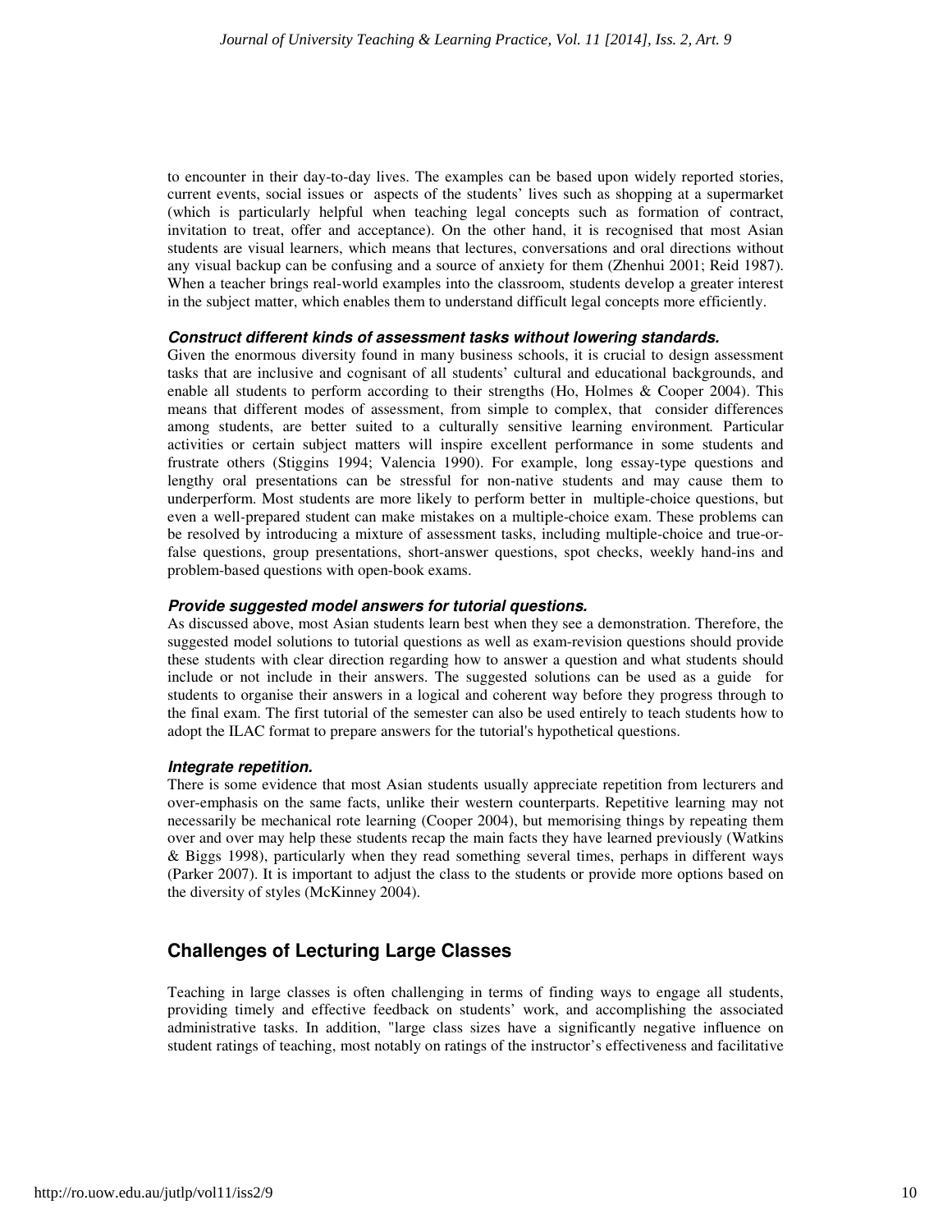to encounter in their day-to-day lives. The examples can be based upon widely reported stories, current events, social issues or aspects of the students' lives such as shopping at a supermarket (which is particularly helpful when teaching legal concepts such as formation of contract, invitation to treat, offer and acceptance). On the other hand, it is recognised that most Asian students are visual learners, which means that lectures, conversations and oral directions without any visual backup can be confusing and a source of anxiety for them (Zhenhui 2001; Reid 1987). When a teacher brings real-world examples into the classroom, students develop a greater interest in the subject matter, which enables them to understand difficult legal concepts more efficiently.

***Construct different kinds of assessment tasks without lowering standards.***

Given the enormous diversity found in many business schools, it is crucial to design assessment tasks that are inclusive and cognisant of all students' cultural and educational backgrounds, and enable all students to perform according to their strengths (Ho, Holmes & Cooper 2004). This means that different modes of assessment, from simple to complex, that consider differences among students, are better suited to a culturally sensitive learning environment. Particular activities or certain subject matters will inspire excellent performance in some students and frustrate others (Stiggins 1994; Valencia 1990). For example, long essay-type questions and lengthy oral presentations can be stressful for non-native students and may cause them to underperform. Most students are more likely to perform better in multiple-choice questions, but even a well-prepared student can make mistakes on a multiple-choice exam. These problems can be resolved by introducing a mixture of assessment tasks, including multiple-choice and true-or-false questions, group presentations, short-answer questions, spot checks, weekly hand-ins and problem-based questions with open-book exams.

***Provide suggested model answers for tutorial questions.***

As discussed above, most Asian students learn best when they see a demonstration. Therefore, the suggested model solutions to tutorial questions as well as exam-revision questions should provide these students with clear direction regarding how to answer a question and what students should include or not include in their answers. The suggested solutions can be used as a guide for students to organise their answers in a logical and coherent way before they progress through to the final exam. The first tutorial of the semester can also be used entirely to teach students how to adopt the ILAC format to prepare answers for the tutorial's hypothetical questions.

***Integrate repetition.***

There is some evidence that most Asian students usually appreciate repetition from lecturers and over-emphasis on the same facts, unlike their western counterparts. Repetitive learning may not necessarily be mechanical rote learning (Cooper 2004), but memorising things by repeating them over and over may help these students recap the main facts they have learned previously (Watkins & Biggs 1998), particularly when they read something several times, perhaps in different ways (Parker 2007). It is important to adjust the class to the students or provide more options based on the diversity of styles (McKinney 2004).

## Challenges of Lecturing Large Classes

Teaching in large classes is often challenging in terms of finding ways to engage all students, providing timely and effective feedback on students' work, and accomplishing the associated administrative tasks. In addition, "large class sizes have a significantly negative influence on student ratings of teaching, most notably on ratings of the instructor's effectiveness and facilitative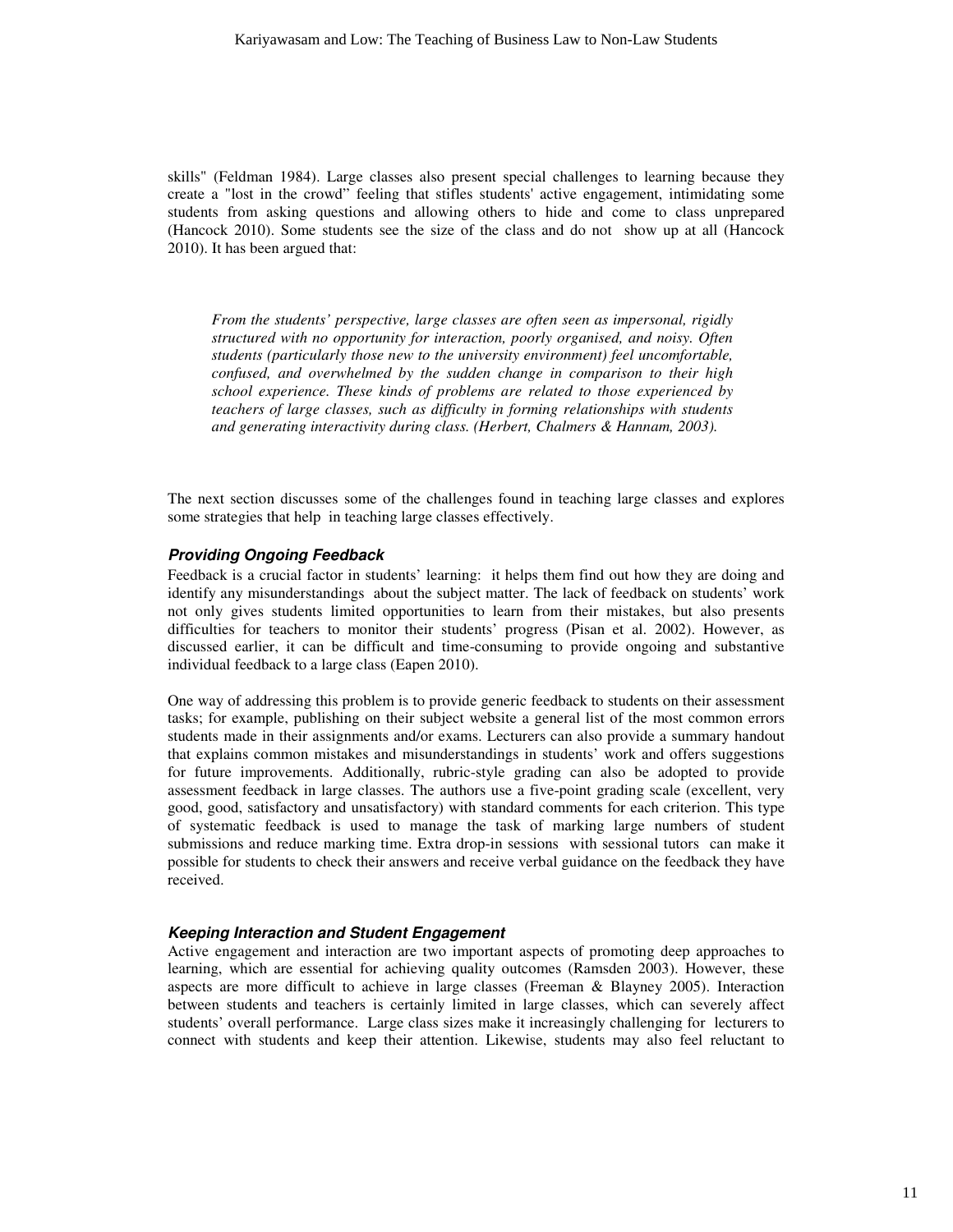skills" (Feldman 1984). Large classes also present special challenges to learning because they create a "lost in the crowd" feeling that stifles students' active engagement, intimidating some students from asking questions and allowing others to hide and come to class unprepared (Hancock 2010). Some students see the size of the class and do not show up at all (Hancock 2010). It has been argued that:

> *From the students' perspective, large classes are often seen as impersonal, rigidly structured with no opportunity for interaction, poorly organised, and noisy. Often students (particularly those new to the university environment) feel uncomfortable, confused, and overwhelmed by the sudden change in comparison to their high school experience. These kinds of problems are related to those experienced by teachers of large classes, such as difficulty in forming relationships with students and generating interactivity during class. (Herbert, Chalmers & Hannam, 2003).*

The next section discusses some of the challenges found in teaching large classes and explores some strategies that help in teaching large classes effectively.

### *Providing Ongoing Feedback*

Feedback is a crucial factor in students' learning: it helps them find out how they are doing and identify any misunderstandings about the subject matter. The lack of feedback on students' work not only gives students limited opportunities to learn from their mistakes, but also presents difficulties for teachers to monitor their students' progress (Pisan et al. 2002). However, as discussed earlier, it can be difficult and time-consuming to provide ongoing and substantive individual feedback to a large class (Eapen 2010).

One way of addressing this problem is to provide generic feedback to students on their assessment tasks; for example, publishing on their subject website a general list of the most common errors students made in their assignments and/or exams. Lecturers can also provide a summary handout that explains common mistakes and misunderstandings in students' work and offers suggestions for future improvements. Additionally, rubric-style grading can also be adopted to provide assessment feedback in large classes. The authors use a five-point grading scale (excellent, very good, good, satisfactory and unsatisfactory) with standard comments for each criterion. This type of systematic feedback is used to manage the task of marking large numbers of student submissions and reduce marking time. Extra drop-in sessions with sessional tutors can make it possible for students to check their answers and receive verbal guidance on the feedback they have received.

### *Keeping Interaction and Student Engagement*

Active engagement and interaction are two important aspects of promoting deep approaches to learning, which are essential for achieving quality outcomes (Ramsden 2003). However, these aspects are more difficult to achieve in large classes (Freeman & Blayney 2005). Interaction between students and teachers is certainly limited in large classes, which can severely affect students' overall performance. Large class sizes make it increasingly challenging for lecturers to connect with students and keep their attention. Likewise, students may also feel reluctant to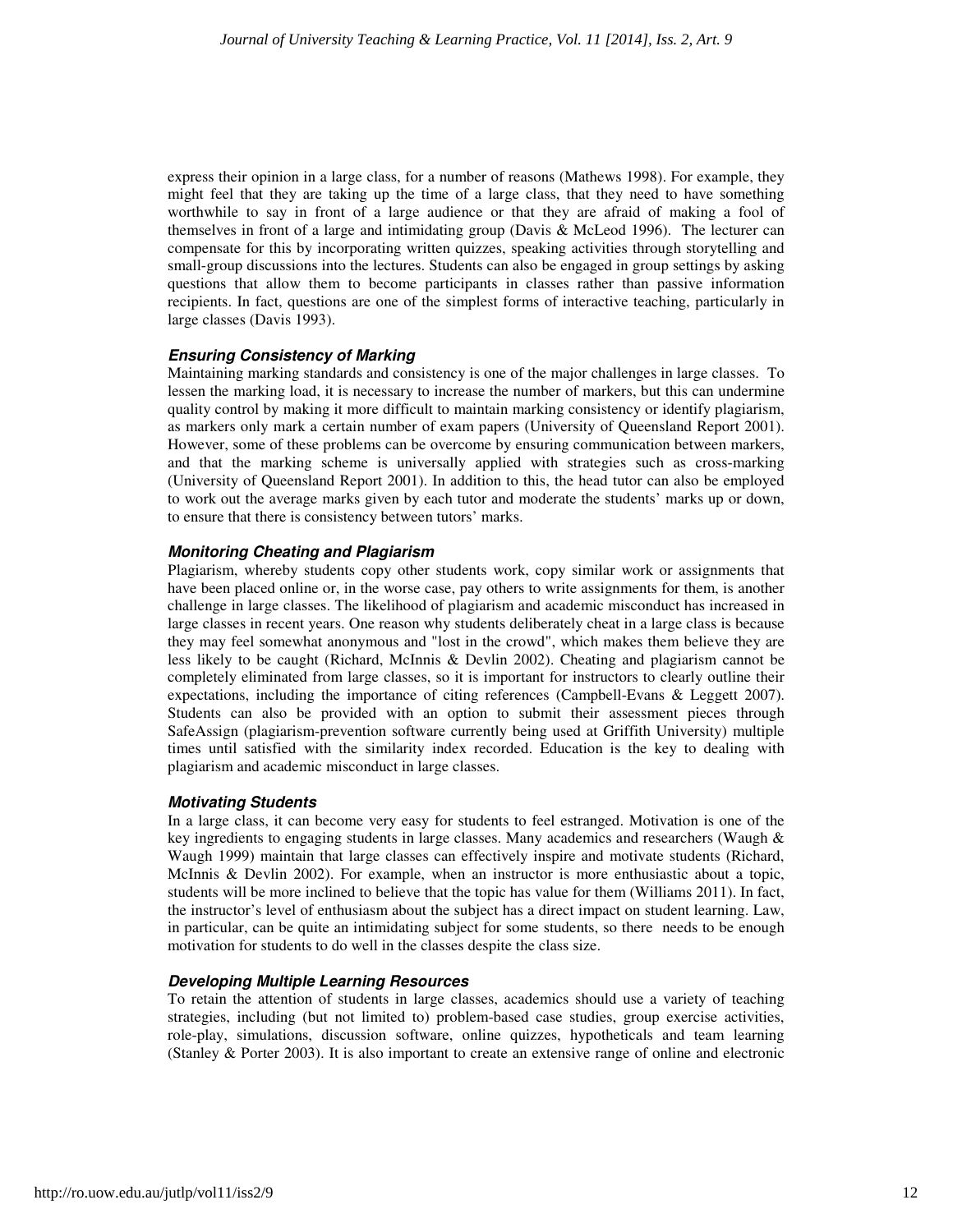express their opinion in a large class, for a number of reasons (Mathews 1998). For example, they might feel that they are taking up the time of a large class, that they need to have something worthwhile to say in front of a large audience or that they are afraid of making a fool of themselves in front of a large and intimidating group (Davis & McLeod 1996). The lecturer can compensate for this by incorporating written quizzes, speaking activities through storytelling and small-group discussions into the lectures. Students can also be engaged in group settings by asking questions that allow them to become participants in classes rather than passive information recipients. In fact, questions are one of the simplest forms of interactive teaching, particularly in large classes (Davis 1993).

### *Ensuring Consistency of Marking*

Maintaining marking standards and consistency is one of the major challenges in large classes. To lessen the marking load, it is necessary to increase the number of markers, but this can undermine quality control by making it more difficult to maintain marking consistency or identify plagiarism, as markers only mark a certain number of exam papers (University of Queensland Report 2001). However, some of these problems can be overcome by ensuring communication between markers, and that the marking scheme is universally applied with strategies such as cross-marking (University of Queensland Report 2001). In addition to this, the head tutor can also be employed to work out the average marks given by each tutor and moderate the students' marks up or down, to ensure that there is consistency between tutors' marks.

### *Monitoring Cheating and Plagiarism*

Plagiarism, whereby students copy other students work, copy similar work or assignments that have been placed online or, in the worse case, pay others to write assignments for them, is another challenge in large classes. The likelihood of plagiarism and academic misconduct has increased in large classes in recent years. One reason why students deliberately cheat in a large class is because they may feel somewhat anonymous and "lost in the crowd", which makes them believe they are less likely to be caught (Richard, McInnis & Devlin 2002). Cheating and plagiarism cannot be completely eliminated from large classes, so it is important for instructors to clearly outline their expectations, including the importance of citing references (Campbell-Evans & Leggett 2007). Students can also be provided with an option to submit their assessment pieces through SafeAssign (plagiarism-prevention software currently being used at Griffith University) multiple times until satisfied with the similarity index recorded. Education is the key to dealing with plagiarism and academic misconduct in large classes.

### *Motivating Students*

In a large class, it can become very easy for students to feel estranged. Motivation is one of the key ingredients to engaging students in large classes. Many academics and researchers (Waugh & Waugh 1999) maintain that large classes can effectively inspire and motivate students (Richard, McInnis & Devlin 2002). For example, when an instructor is more enthusiastic about a topic, students will be more inclined to believe that the topic has value for them (Williams 2011). In fact, the instructor's level of enthusiasm about the subject has a direct impact on student learning. Law, in particular, can be quite an intimidating subject for some students, so there needs to be enough motivation for students to do well in the classes despite the class size.

### *Developing Multiple Learning Resources*

To retain the attention of students in large classes, academics should use a variety of teaching strategies, including (but not limited to) problem-based case studies, group exercise activities, role-play, simulations, discussion software, online quizzes, hypotheticals and team learning (Stanley & Porter 2003). It is also important to create an extensive range of online and electronic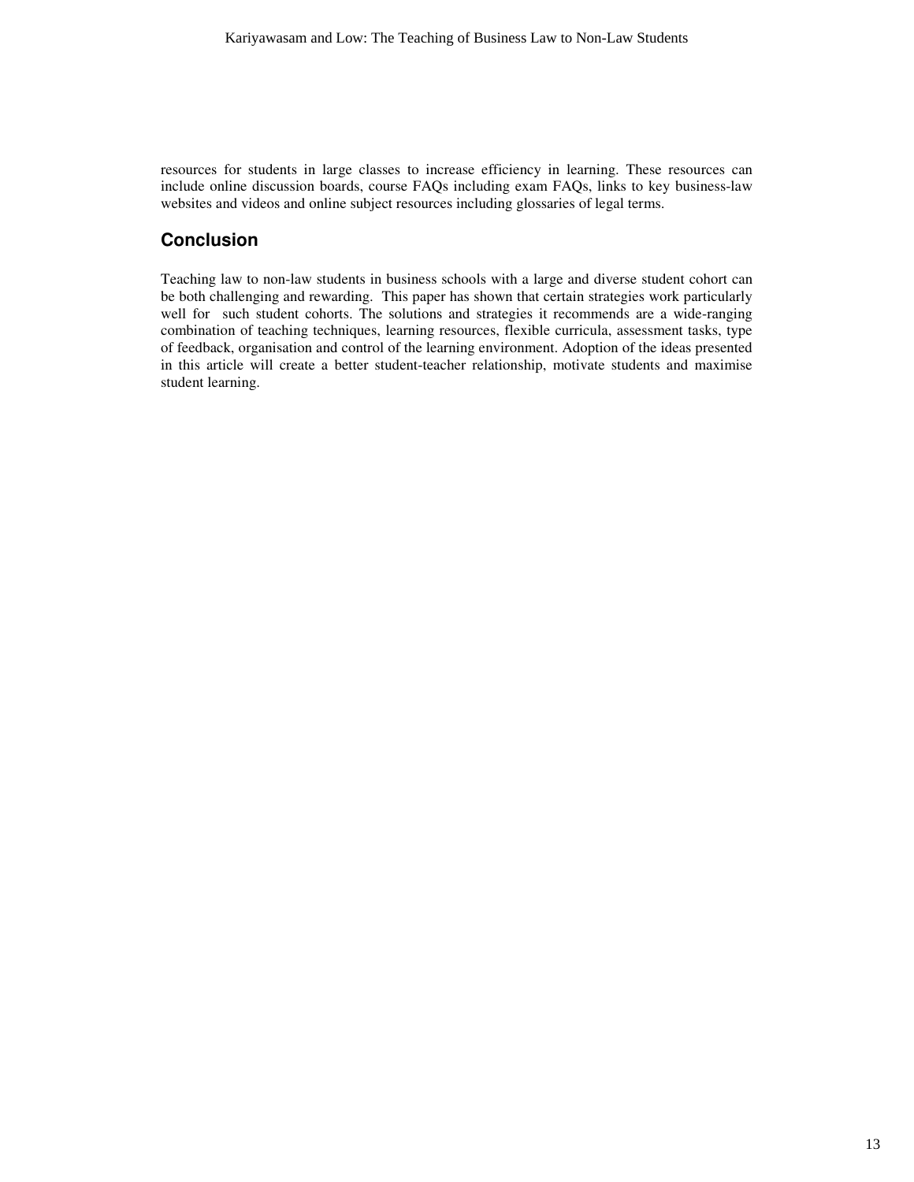resources for students in large classes to increase efficiency in learning. These resources can include online discussion boards, course FAQs including exam FAQs, links to key business-law websites and videos and online subject resources including glossaries of legal terms.

## Conclusion

Teaching law to non-law students in business schools with a large and diverse student cohort can be both challenging and rewarding. This paper has shown that certain strategies work particularly well for such student cohorts. The solutions and strategies it recommends are a wide-ranging combination of teaching techniques, learning resources, flexible curricula, assessment tasks, type of feedback, organisation and control of the learning environment. Adoption of the ideas presented in this article will create a better student-teacher relationship, motivate students and maximise student learning.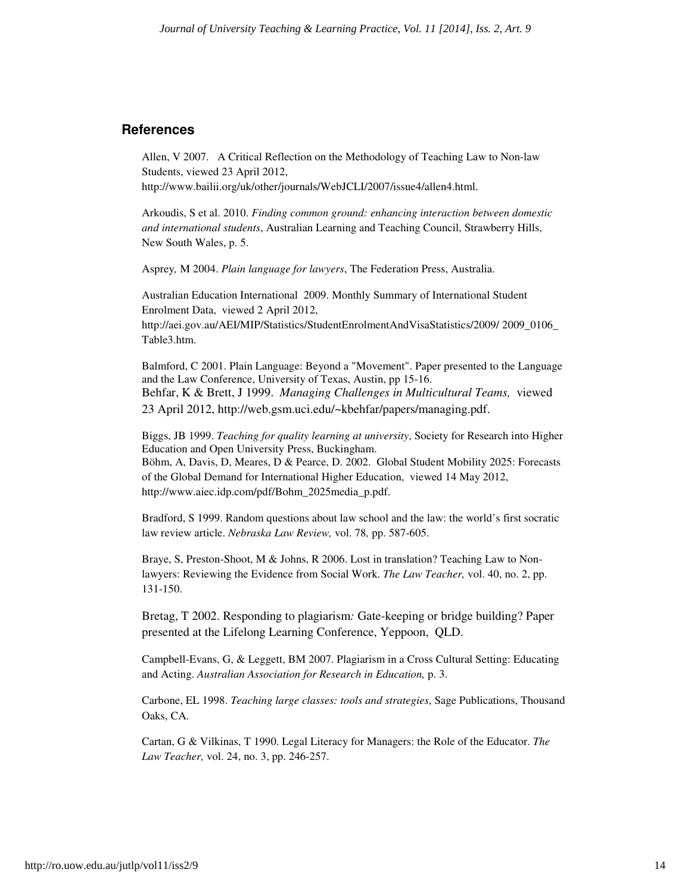## References

Allen, V 2007. A Critical Reflection on the Methodology of Teaching Law to Non-law Students, viewed 23 April 2012, http://www.bailii.org/uk/other/journals/WebJCLI/2007/issue4/allen4.html.

Arkoudis, S et al. 2010. *Finding common ground: enhancing interaction between domestic and international students*, Australian Learning and Teaching Council, Strawberry Hills, New South Wales, p. 5.

Asprey, M 2004. *Plain language for lawyers*, The Federation Press, Australia.

Australian Education International 2009. Monthly Summary of International Student Enrolment Data, viewed 2 April 2012, http://aei.gov.au/AEI/MIP/Statistics/StudentEnrolmentAndVisaStatistics/2009/ 2009_0106_Table3.htm.

Balmford, C 2001. Plain Language: Beyond a "Movement". Paper presented to the Language and the Law Conference, University of Texas, Austin, pp 15-16.

Behfar, K & Brett, J 1999. *Managing Challenges in Multicultural Teams,* viewed 23 April 2012, http://web.gsm.uci.edu/~kbehfar/papers/managing.pdf.

Biggs, JB 1999. *Teaching for quality learning at university*, Society for Research into Higher Education and Open University Press, Buckingham.

Böhm, A, Davis, D, Meares, D & Pearce, D. 2002. Global Student Mobility 2025: Forecasts of the Global Demand for International Higher Education, viewed 14 May 2012, http://www.aiec.idp.com/pdf/Bohm_2025media_p.pdf.

Bradford, S 1999. Random questions about law school and the law: the world's first socratic law review article. *Nebraska Law Review,* vol. 78*,* pp. 587-605.

Braye, S, Preston-Shoot, M & Johns, R 2006. Lost in translation? Teaching Law to Non-lawyers: Reviewing the Evidence from Social Work. *The Law Teacher,* vol. 40, no. 2, pp. 131-150.

Bretag, T 2002. Responding to plagiarism*:* Gate-keeping or bridge building? Paper presented at the Lifelong Learning Conference, Yeppoon, QLD.

Campbell-Evans, G, & Leggett, BM 2007. Plagiarism in a Cross Cultural Setting: Educating and Acting. *Australian Association for Research in Education,* p. 3.

Carbone, EL 1998. *Teaching large classes: tools and strategies*, Sage Publications, Thousand Oaks, CA.

Cartan, G & Vilkinas, T 1990. Legal Literacy for Managers: the Role of the Educator. *The Law Teacher,* vol. 24, no. 3, pp. 246-257.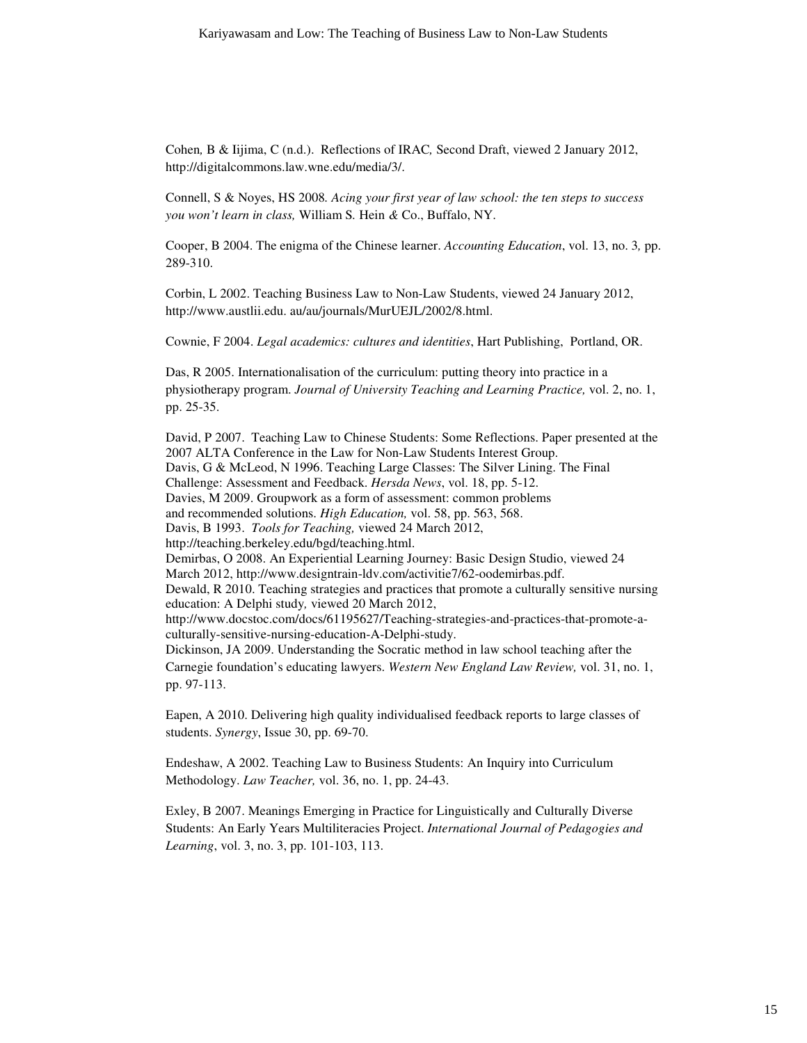Cohen, B & Iijima, C (n.d.). Reflections of IRAC, Second Draft, viewed 2 January 2012, http://digitalcommons.law.wne.edu/media/3/.

Connell, S & Noyes, HS 2008. *Acing your first year of law school: the ten steps to success you won't learn in class,* William S. Hein & Co., Buffalo, NY.

Cooper, B 2004. The enigma of the Chinese learner. *Accounting Education*, vol. 13, no. 3, pp. 289-310.

Corbin, L 2002. Teaching Business Law to Non-Law Students, viewed 24 January 2012, http://www.austlii.edu. au/au/journals/MurUEJL/2002/8.html.

Cownie, F 2004. *Legal academics: cultures and identities*, Hart Publishing, Portland, OR.

Das, R 2005. Internationalisation of the curriculum: putting theory into practice in a physiotherapy program. *Journal of University Teaching and Learning Practice,* vol. 2, no. 1, pp. 25-35.

David, P 2007. Teaching Law to Chinese Students: Some Reflections. Paper presented at the 2007 ALTA Conference in the Law for Non-Law Students Interest Group.

Davis, G & McLeod, N 1996. Teaching Large Classes: The Silver Lining. The Final Challenge: Assessment and Feedback. *Hersda News*, vol. 18, pp. 5-12.

Davies, M 2009. Groupwork as a form of assessment: common problems and recommended solutions. *High Education,* vol. 58, pp. 563, 568.

Davis, B 1993. *Tools for Teaching,* viewed 24 March 2012, http://teaching.berkeley.edu/bgd/teaching.html.

Demirbas, O 2008. An Experiential Learning Journey: Basic Design Studio, viewed 24 March 2012, http://www.designtrain-ldv.com/activitie7/62-oodemirbas.pdf.

Dewald, R 2010. Teaching strategies and practices that promote a culturally sensitive nursing education: A Delphi study, viewed 20 March 2012, http://www.docstoc.com/docs/61195627/Teaching-strategies-and-practices-that-promote-a-culturally-sensitive-nursing-education-A-Delphi-study.

Dickinson, JA 2009. Understanding the Socratic method in law school teaching after the Carnegie foundation's educating lawyers. *Western New England Law Review,* vol. 31, no. 1, pp. 97-113.

Eapen, A 2010. Delivering high quality individualised feedback reports to large classes of students. *Synergy*, Issue 30, pp. 69-70.

Endeshaw, A 2002. Teaching Law to Business Students: An Inquiry into Curriculum Methodology. *Law Teacher,* vol. 36, no. 1, pp. 24-43.

Exley, B 2007. Meanings Emerging in Practice for Linguistically and Culturally Diverse Students: An Early Years Multiliteracies Project. *International Journal of Pedagogies and Learning*, vol. 3, no. 3, pp. 101-103, 113.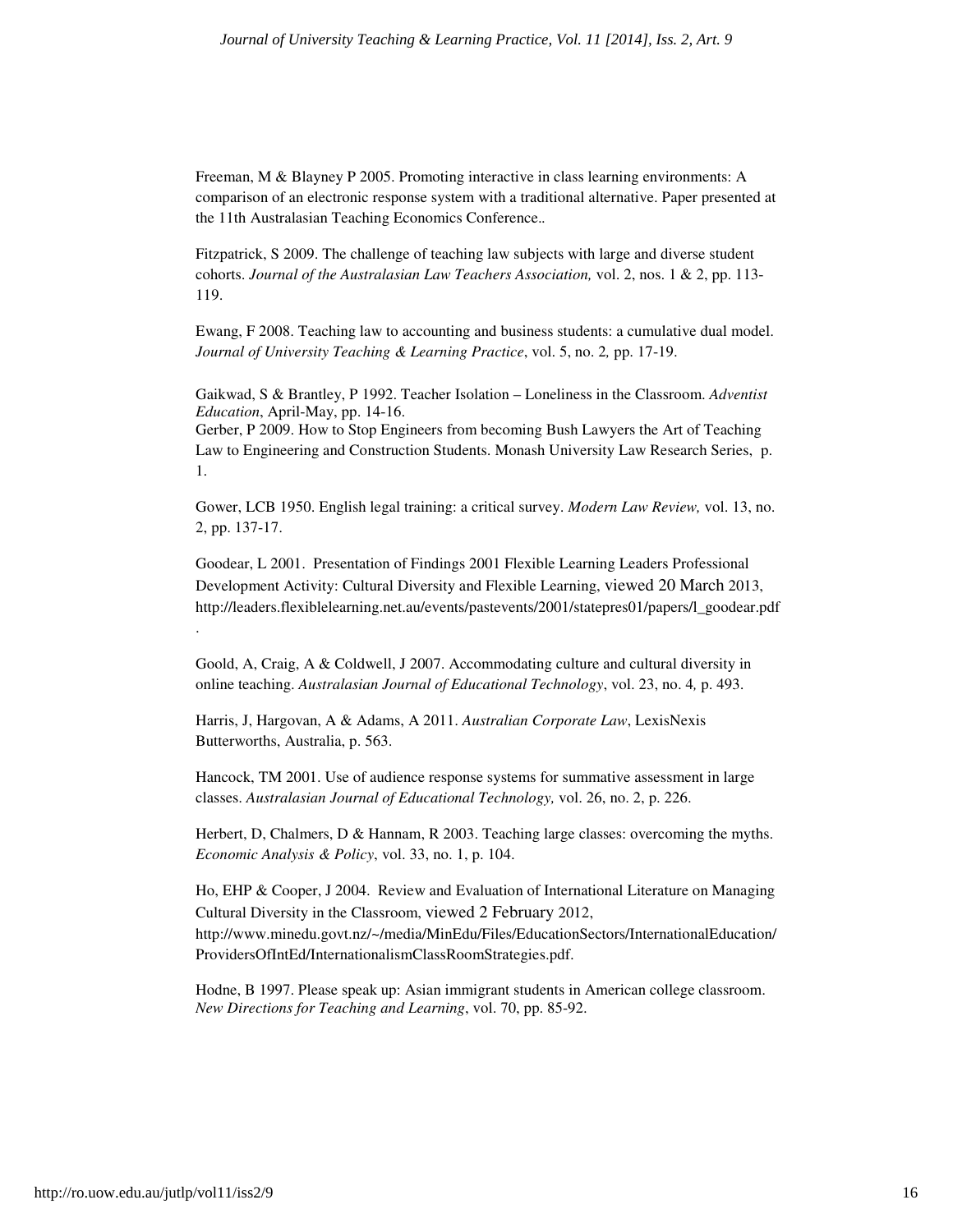Freeman, M & Blayney P 2005. Promoting interactive in class learning environments: A comparison of an electronic response system with a traditional alternative. Paper presented at the 11th Australasian Teaching Economics Conference..

Fitzpatrick, S 2009. The challenge of teaching law subjects with large and diverse student cohorts. *Journal of the Australasian Law Teachers Association,* vol. 2, nos. 1 & 2, pp. 113-119.

Ewang, F 2008. Teaching law to accounting and business students: a cumulative dual model. *Journal of University Teaching & Learning Practice*, vol. 5, no. 2*,* pp. 17-19.

Gaikwad, S & Brantley, P 1992. Teacher Isolation – Loneliness in the Classroom. *Adventist Education*, April-May, pp. 14-16.

Gerber, P 2009. How to Stop Engineers from becoming Bush Lawyers the Art of Teaching Law to Engineering and Construction Students. Monash University Law Research Series, p. 1.

Gower, LCB 1950. English legal training: a critical survey. *Modern Law Review,* vol. 13, no. 2, pp. 137-17.

Goodear, L 2001. Presentation of Findings 2001 Flexible Learning Leaders Professional Development Activity: Cultural Diversity and Flexible Learning, viewed 20 March 2013, http://leaders.flexiblelearning.net.au/events/pastevents/2001/statepres01/papers/l_goodear.pdf.

Goold, A, Craig, A & Coldwell, J 2007. Accommodating culture and cultural diversity in online teaching. *Australasian Journal of Educational Technology*, vol. 23, no. 4*,* p. 493.

Harris, J, Hargovan, A & Adams, A 2011. *Australian Corporate Law*, LexisNexis Butterworths, Australia, p. 563.

Hancock, TM 2001. Use of audience response systems for summative assessment in large classes. *Australasian Journal of Educational Technology,* vol. 26, no. 2, p. 226.

Herbert, D, Chalmers, D & Hannam, R 2003. Teaching large classes: overcoming the myths. *Economic Analysis & Policy*, vol. 33, no. 1, p. 104.

Ho, EHP & Cooper, J 2004. Review and Evaluation of International Literature on Managing Cultural Diversity in the Classroom, viewed 2 February 2012, http://www.minedu.govt.nz/~/media/MinEdu/Files/EducationSectors/InternationalEducation/ProvidersOfIntEd/InternationalismClassRoomStrategies.pdf.

Hodne, B 1997. Please speak up: Asian immigrant students in American college classroom. *New Directions for Teaching and Learning*, vol. 70, pp. 85-92.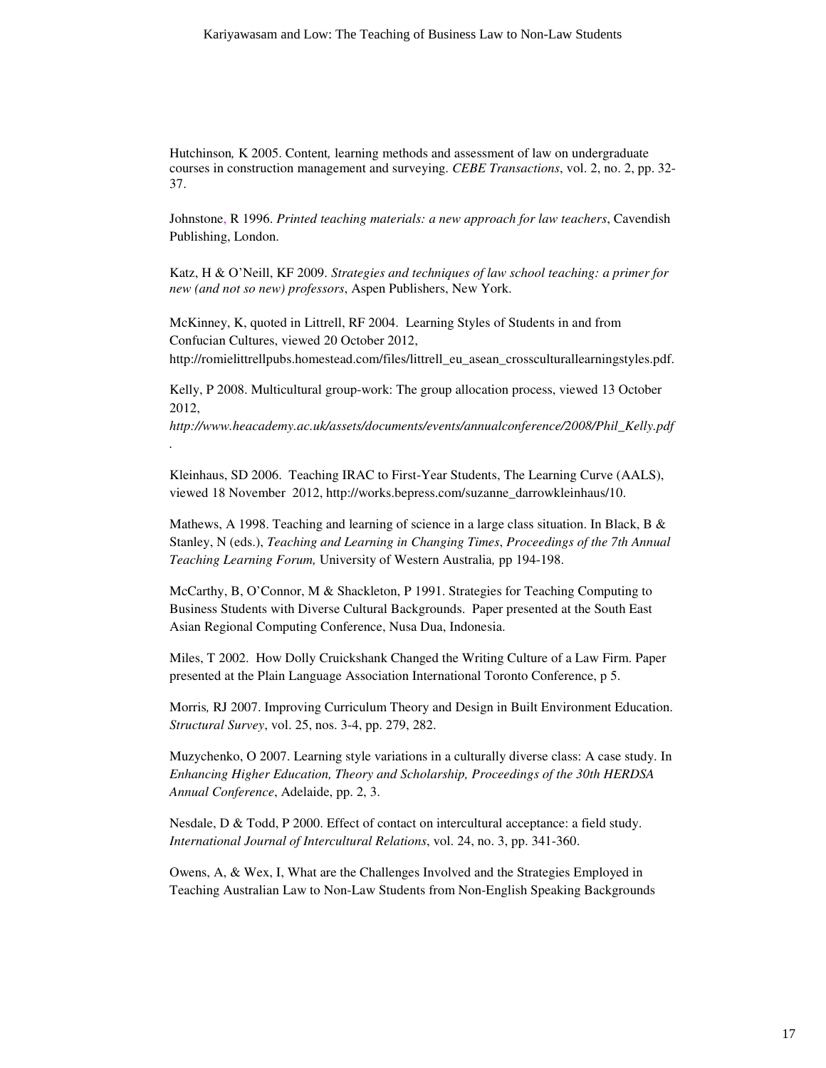Hutchinson*,* K 2005. Content*,* learning methods and assessment of law on undergraduate courses in construction management and surveying. *CEBE Transactions*, vol. 2, no. 2, pp. 32-37.

Johnstone, R 1996. *Printed teaching materials: a new approach for law teachers*, Cavendish Publishing, London.

Katz, H & O'Neill, KF 2009. *Strategies and techniques of law school teaching: a primer for new (and not so new) professors*, Aspen Publishers, New York.

McKinney, K, quoted in Littrell, RF 2004. Learning Styles of Students in and from Confucian Cultures, viewed 20 October 2012, http://romielittrellpubs.homestead.com/files/littrell_eu_asean_crossculturallearningstyles.pdf.

Kelly, P 2008. Multicultural group-work: The group allocation process, viewed 13 October 2012, *http://www.heacademy.ac.uk/assets/documents/events/annualconference/2008/Phil_Kelly.pdf*.

Kleinhaus, SD 2006. Teaching IRAC to First-Year Students, The Learning Curve (AALS), viewed 18 November 2012, http://works.bepress.com/suzanne_darrowkleinhaus/10.

Mathews, A 1998. Teaching and learning of science in a large class situation. In Black, B & Stanley, N (eds.), *Teaching and Learning in Changing Times*, *Proceedings of the 7th Annual Teaching Learning Forum,* University of Western Australia*,* pp 194-198.

McCarthy, B, O'Connor, M & Shackleton, P 1991. Strategies for Teaching Computing to Business Students with Diverse Cultural Backgrounds. Paper presented at the South East Asian Regional Computing Conference, Nusa Dua, Indonesia.

Miles, T 2002. How Dolly Cruickshank Changed the Writing Culture of a Law Firm. Paper presented at the Plain Language Association International Toronto Conference, p 5.

Morris*,* RJ 2007. Improving Curriculum Theory and Design in Built Environment Education. *Structural Survey*, vol. 25, nos. 3-4, pp. 279, 282.

Muzychenko, O 2007. Learning style variations in a culturally diverse class: A case study. In *Enhancing Higher Education, Theory and Scholarship, Proceedings of the 30th HERDSA Annual Conference*, Adelaide, pp. 2, 3.

Nesdale, D & Todd, P 2000. Effect of contact on intercultural acceptance: a field study. *International Journal of Intercultural Relations*, vol. 24, no. 3, pp. 341-360.

Owens, A, & Wex, I, What are the Challenges Involved and the Strategies Employed in Teaching Australian Law to Non-Law Students from Non-English Speaking Backgrounds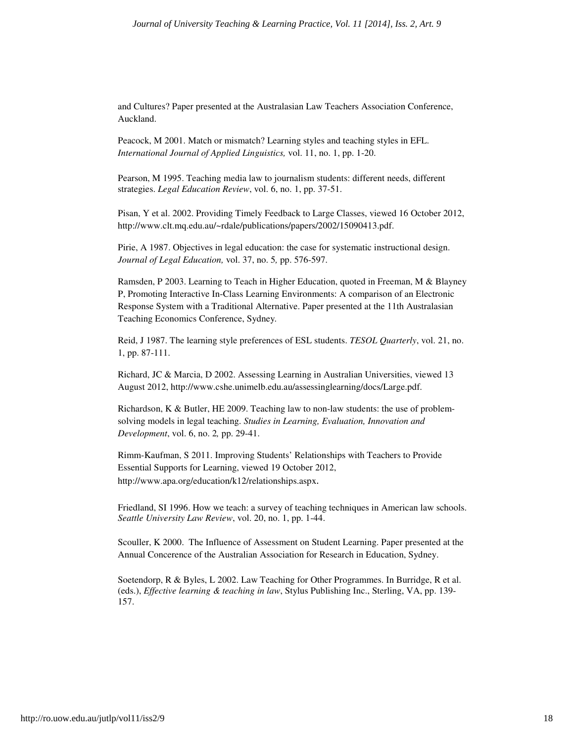and Cultures? Paper presented at the Australasian Law Teachers Association Conference, Auckland.

Peacock, M 2001. Match or mismatch? Learning styles and teaching styles in EFL. *International Journal of Applied Linguistics,* vol. 11, no. 1, pp. 1-20.

Pearson, M 1995. Teaching media law to journalism students: different needs, different strategies. *Legal Education Review*, vol. 6, no. 1, pp. 37-51.

Pisan, Y et al. 2002. Providing Timely Feedback to Large Classes, viewed 16 October 2012, http://www.clt.mq.edu.au/~rdale/publications/papers/2002/15090413.pdf.

Pirie, A 1987. Objectives in legal education: the case for systematic instructional design. *Journal of Legal Education,* vol. 37, no. 5*,* pp. 576-597.

Ramsden, P 2003. Learning to Teach in Higher Education, quoted in Freeman, M & Blayney P, Promoting Interactive In-Class Learning Environments: A comparison of an Electronic Response System with a Traditional Alternative. Paper presented at the 11th Australasian Teaching Economics Conference, Sydney.

Reid, J 1987. The learning style preferences of ESL students. *TESOL Quarterly*, vol. 21, no. 1, pp. 87-111.

Richard, JC & Marcia, D 2002. Assessing Learning in Australian Universities, viewed 13 August 2012, http://www.cshe.unimelb.edu.au/assessinglearning/docs/Large.pdf.

Richardson, K & Butler, HE 2009. Teaching law to non-law students: the use of problem-solving models in legal teaching. *Studies in Learning, Evaluation, Innovation and Development*, vol. 6, no. 2*,* pp. 29-41.

Rimm-Kaufman, S 2011. Improving Students' Relationships with Teachers to Provide Essential Supports for Learning, viewed 19 October 2012, http://www.apa.org/education/k12/relationships.aspx.

Friedland, SI 1996. How we teach: a survey of teaching techniques in American law schools. *Seattle University Law Review*, vol. 20, no. 1, pp. 1-44.

Scouller, K 2000. The Influence of Assessment on Student Learning. Paper presented at the Annual Concerence of the Australian Association for Research in Education, Sydney.

Soetendorp, R & Byles, L 2002. Law Teaching for Other Programmes. In Burridge, R et al. (eds.), *Effective learning & teaching in law*, Stylus Publishing Inc., Sterling, VA, pp. 139-157.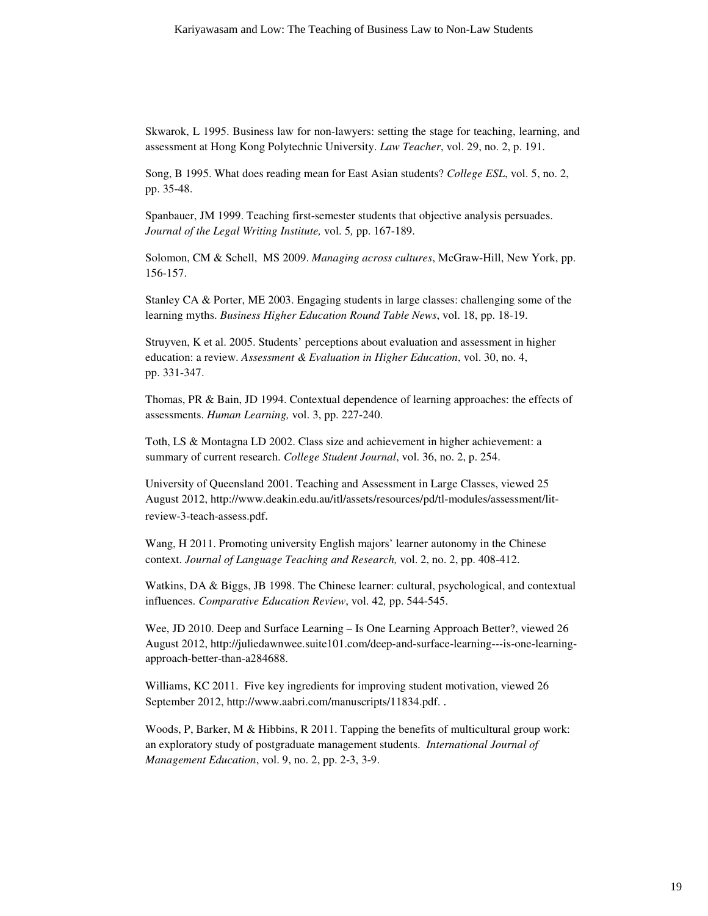Skwarok, L 1995. Business law for non-lawyers: setting the stage for teaching, learning, and assessment at Hong Kong Polytechnic University. *Law Teacher*, vol. 29, no. 2, p. 191.

Song, B 1995. What does reading mean for East Asian students? *College ESL*, vol. 5, no. 2, pp. 35-48.

Spanbauer, JM 1999. Teaching first-semester students that objective analysis persuades. *Journal of the Legal Writing Institute,* vol. 5*,* pp. 167-189.

Solomon, CM & Schell, MS 2009. *Managing across cultures*, McGraw-Hill, New York, pp. 156-157.

Stanley CA & Porter, ME 2003. Engaging students in large classes: challenging some of the learning myths. *Business Higher Education Round Table News*, vol. 18, pp. 18-19.

Struyven, K et al. 2005. Students' perceptions about evaluation and assessment in higher education: a review. *Assessment & Evaluation in Higher Education*, vol. 30, no. 4, pp. 331-347.

Thomas, PR & Bain, JD 1994. Contextual dependence of learning approaches: the effects of assessments. *Human Learning,* vol. 3, pp. 227-240.

Toth, LS & Montagna LD 2002. Class size and achievement in higher achievement: a summary of current research. *College Student Journal*, vol. 36, no. 2, p. 254.

University of Queensland 2001. Teaching and Assessment in Large Classes, viewed 25 August 2012, http://www.deakin.edu.au/itl/assets/resources/pd/tl-modules/assessment/lit-review-3-teach-assess.pdf.

Wang, H 2011. Promoting university English majors' learner autonomy in the Chinese context. *Journal of Language Teaching and Research,* vol. 2, no. 2, pp. 408-412.

Watkins, DA & Biggs, JB 1998. The Chinese learner: cultural, psychological, and contextual influences. *Comparative Education Review*, vol. 42*,* pp. 544-545.

Wee, JD 2010. Deep and Surface Learning – Is One Learning Approach Better?, viewed 26 August 2012, http://juliedawnwee.suite101.com/deep-and-surface-learning---is-one-learning-approach-better-than-a284688.

Williams, KC 2011. Five key ingredients for improving student motivation, viewed 26 September 2012, http://www.aabri.com/manuscripts/11834.pdf. .

Woods, P, Barker, M & Hibbins, R 2011. Tapping the benefits of multicultural group work: an exploratory study of postgraduate management students. *International Journal of Management Education*, vol. 9, no. 2, pp. 2-3, 3-9.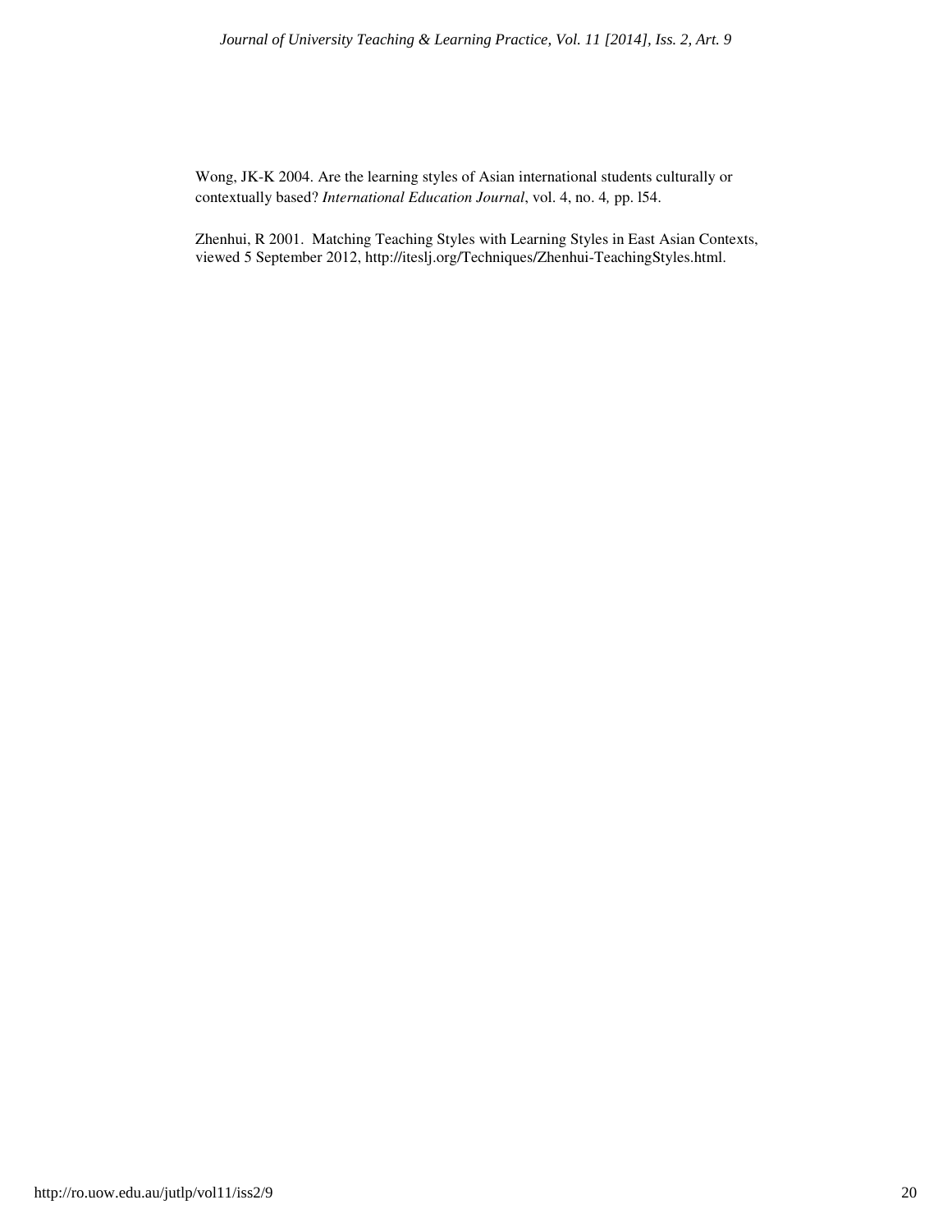Wong, JK-K 2004. Are the learning styles of Asian international students culturally or contextually based? *International Education Journal*, vol. 4, no. 4, pp. l54.

Zhenhui, R 2001. Matching Teaching Styles with Learning Styles in East Asian Contexts, viewed 5 September 2012, http://iteslj.org/Techniques/Zhenhui-TeachingStyles.html.